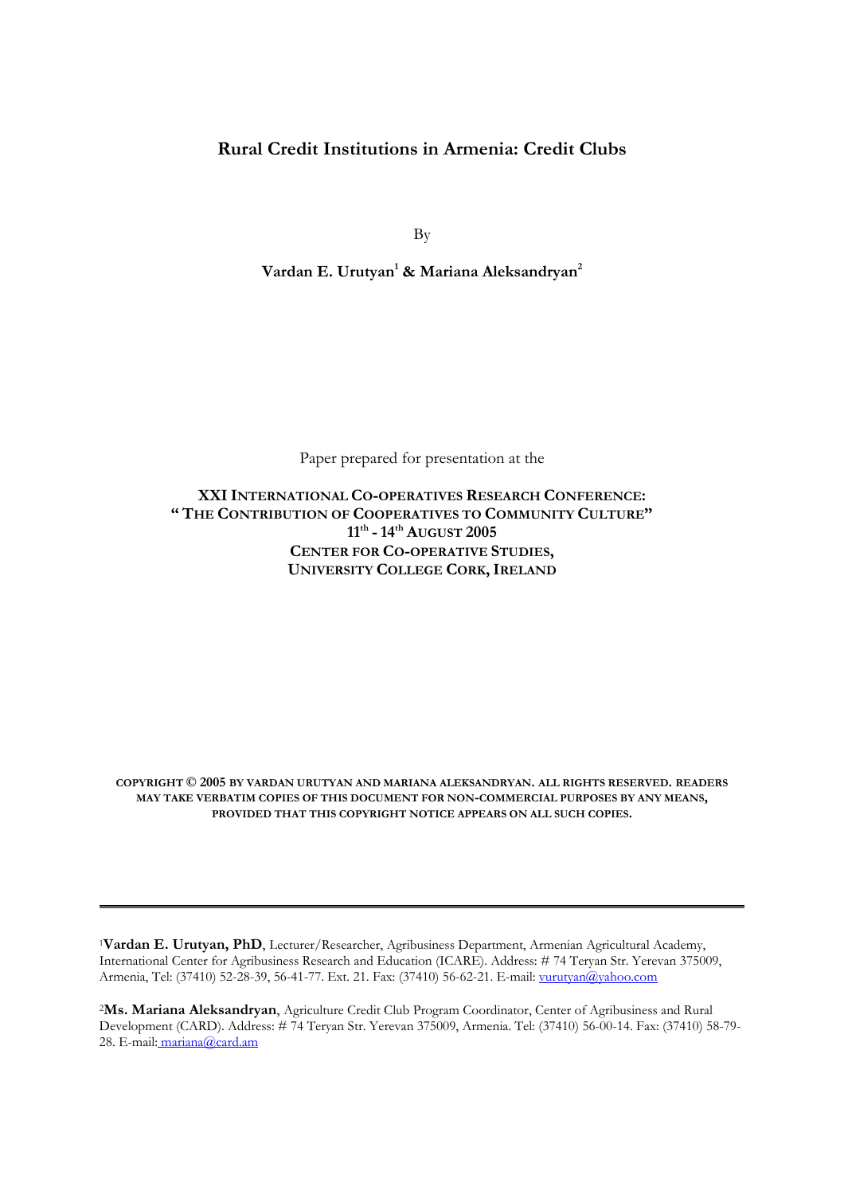# Rural Credit Institutions in Armenia: Credit Clubs

By

**Vardan E. Urutyan[1] & Mariana Aleksandryan[2]**

Paper prepared for presentation at the

**XXI INTERNATIONAL CO-OPERATIVES RESEARCH CONFERENCE:**
**" THE CONTRIBUTION OF COOPERATIVES TO COMMUNITY CULTURE"**
**11th - 14th AUGUST 2005**
**CENTER FOR CO-OPERATIVE STUDIES,**
**UNIVERSITY COLLEGE CORK, IRELAND**

**COPYRIGHT © 2005 BY VARDAN URUTYAN AND MARIANA ALEKSANDRYAN. ALL RIGHTS RESERVED. READERS MAY TAKE VERBATIM COPIES OF THIS DOCUMENT FOR NON-COMMERCIAL PURPOSES BY ANY MEANS, PROVIDED THAT THIS COPYRIGHT NOTICE APPEARS ON ALL SUCH COPIES.**

---

[1]**Vardan E. Urutyan, PhD**, Lecturer/Researcher, Agribusiness Department, Armenian Agricultural Academy, International Center for Agribusiness Research and Education (ICARE). Address: # 74 Teryan Str. Yerevan 375009, Armenia, Tel: (37410) 52-28-39, 56-41-77. Ext. 21. Fax: (37410) 56-62-21. E-mail: vurutyan@yahoo.com

[2]**Ms. Mariana Aleksandryan**, Agriculture Credit Club Program Coordinator, Center of Agribusiness and Rural Development (CARD). Address: # 74 Teryan Str. Yerevan 375009, Armenia. Tel: (37410) 56-00-14. Fax: (37410) 58-79-28. E-mail: mariana@card.am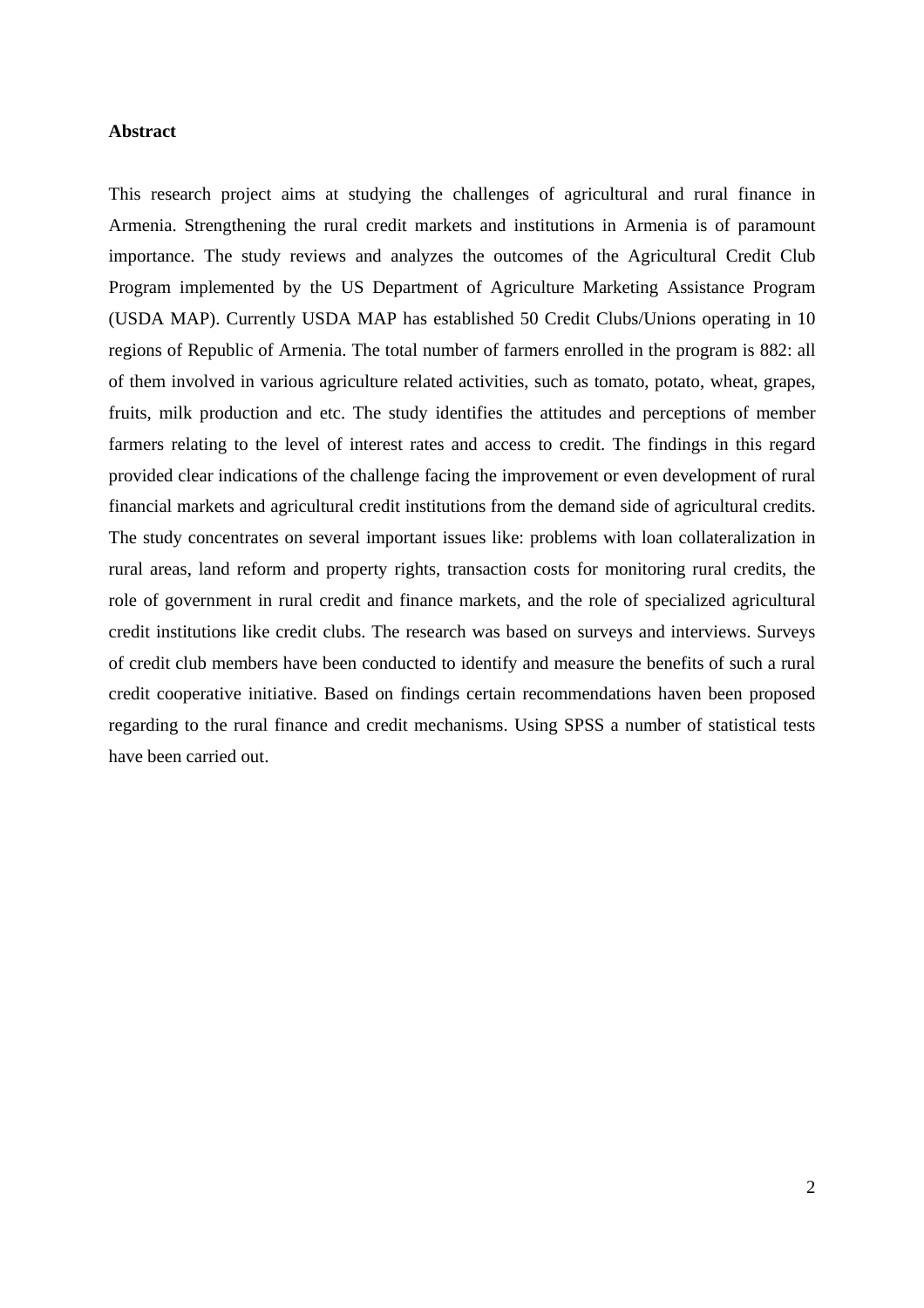**Abstract**

This research project aims at studying the challenges of agricultural and rural finance in Armenia. Strengthening the rural credit markets and institutions in Armenia is of paramount importance. The study reviews and analyzes the outcomes of the Agricultural Credit Club Program implemented by the US Department of Agriculture Marketing Assistance Program (USDA MAP). Currently USDA MAP has established 50 Credit Clubs/Unions operating in 10 regions of Republic of Armenia. The total number of farmers enrolled in the program is 882: all of them involved in various agriculture related activities, such as tomato, potato, wheat, grapes, fruits, milk production and etc. The study identifies the attitudes and perceptions of member farmers relating to the level of interest rates and access to credit. The findings in this regard provided clear indications of the challenge facing the improvement or even development of rural financial markets and agricultural credit institutions from the demand side of agricultural credits. The study concentrates on several important issues like: problems with loan collateralization in rural areas, land reform and property rights, transaction costs for monitoring rural credits, the role of government in rural credit and finance markets, and the role of specialized agricultural credit institutions like credit clubs. The research was based on surveys and interviews. Surveys of credit club members have been conducted to identify and measure the benefits of such a rural credit cooperative initiative. Based on findings certain recommendations haven been proposed regarding to the rural finance and credit mechanisms. Using SPSS a number of statistical tests have been carried out.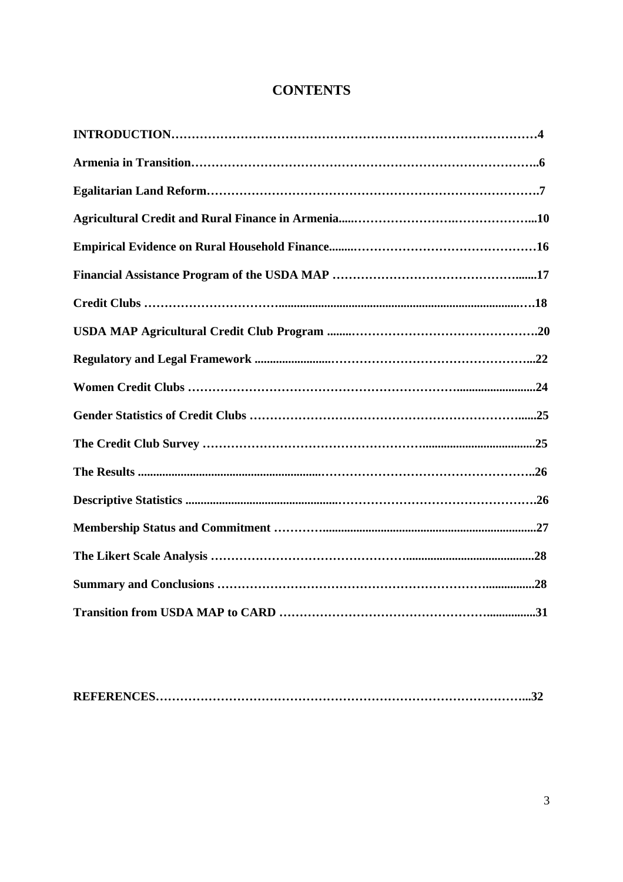# CONTENTS

| | |
|---|---|
| **INTRODUCTION** | **4** |
| **Armenia in Transition** | **6** |
| **Egalitarian Land Reform** | **7** |
| **Agricultural Credit and Rural Finance in Armenia** | **10** |
| **Empirical Evidence on Rural Household Finance** | **16** |
| **Financial Assistance Program of the USDA MAP** | **17** |
| **Credit Clubs** | **18** |
| **USDA MAP Agricultural Credit Club Program** | **20** |
| **Regulatory and Legal Framework** | **22** |
| **Women Credit Clubs** | **24** |
| **Gender Statistics of Credit Clubs** | **25** |
| **The Credit Club Survey** | **25** |
| **The Results** | **26** |
| **Descriptive Statistics** | **26** |
| **Membership Status and Commitment** | **27** |
| **The Likert Scale Analysis** | **28** |
| **Summary and Conclusions** | **28** |
| **Transition from USDA MAP to CARD** | **31** |
| **REFERENCES** | **32** |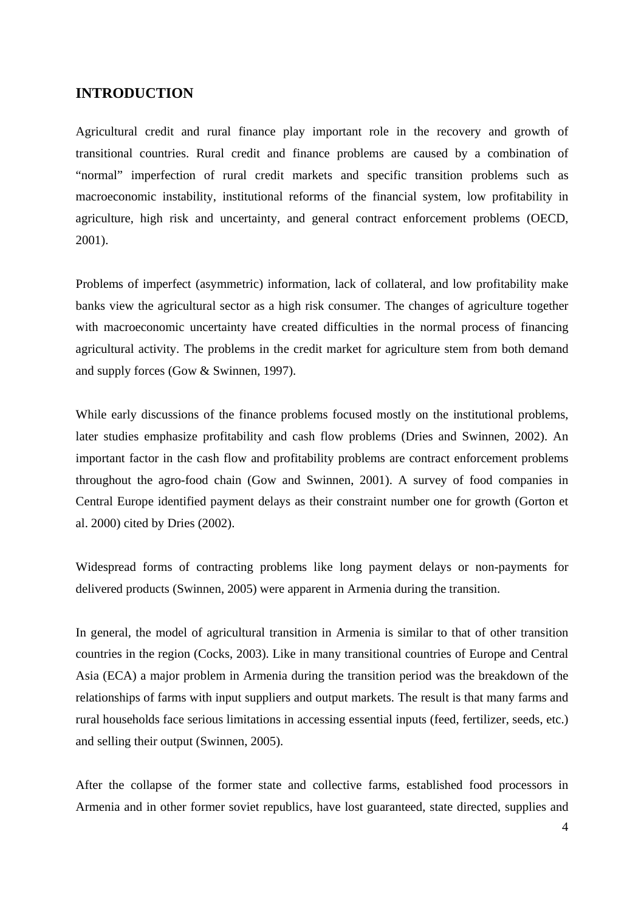## INTRODUCTION

Agricultural credit and rural finance play important role in the recovery and growth of transitional countries. Rural credit and finance problems are caused by a combination of "normal" imperfection of rural credit markets and specific transition problems such as macroeconomic instability, institutional reforms of the financial system, low profitability in agriculture, high risk and uncertainty, and general contract enforcement problems (OECD, 2001).

Problems of imperfect (asymmetric) information, lack of collateral, and low profitability make banks view the agricultural sector as a high risk consumer. The changes of agriculture together with macroeconomic uncertainty have created difficulties in the normal process of financing agricultural activity. The problems in the credit market for agriculture stem from both demand and supply forces (Gow & Swinnen, 1997).

While early discussions of the finance problems focused mostly on the institutional problems, later studies emphasize profitability and cash flow problems (Dries and Swinnen, 2002). An important factor in the cash flow and profitability problems are contract enforcement problems throughout the agro-food chain (Gow and Swinnen, 2001). A survey of food companies in Central Europe identified payment delays as their constraint number one for growth (Gorton et al. 2000) cited by Dries (2002).

Widespread forms of contracting problems like long payment delays or non-payments for delivered products (Swinnen, 2005) were apparent in Armenia during the transition.

In general, the model of agricultural transition in Armenia is similar to that of other transition countries in the region (Cocks, 2003). Like in many transitional countries of Europe and Central Asia (ECA) a major problem in Armenia during the transition period was the breakdown of the relationships of farms with input suppliers and output markets. The result is that many farms and rural households face serious limitations in accessing essential inputs (feed, fertilizer, seeds, etc.) and selling their output (Swinnen, 2005).

After the collapse of the former state and collective farms, established food processors in Armenia and in other former soviet republics, have lost guaranteed, state directed, supplies and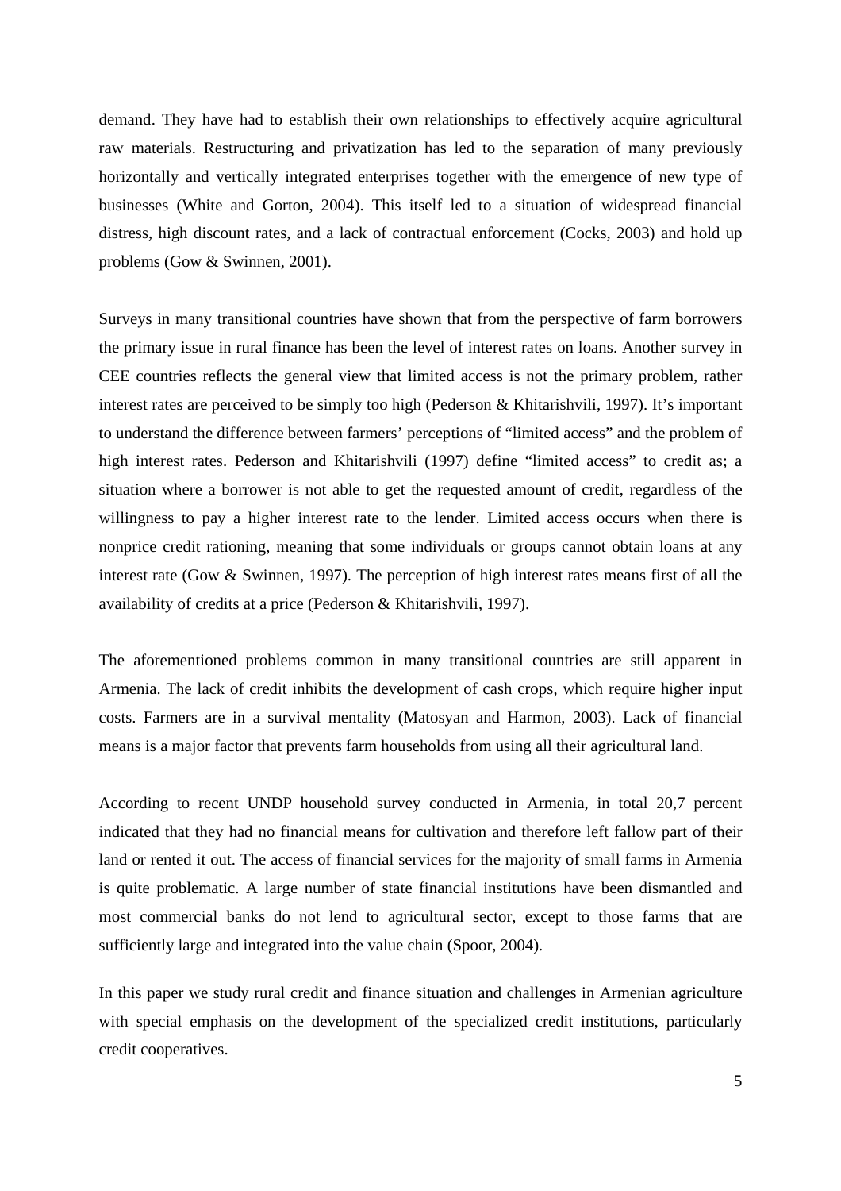demand. They have had to establish their own relationships to effectively acquire agricultural raw materials. Restructuring and privatization has led to the separation of many previously horizontally and vertically integrated enterprises together with the emergence of new type of businesses (White and Gorton, 2004). This itself led to a situation of widespread financial distress, high discount rates, and a lack of contractual enforcement (Cocks, 2003) and hold up problems (Gow & Swinnen, 2001).

Surveys in many transitional countries have shown that from the perspective of farm borrowers the primary issue in rural finance has been the level of interest rates on loans. Another survey in CEE countries reflects the general view that limited access is not the primary problem, rather interest rates are perceived to be simply too high (Pederson & Khitarishvili, 1997). It's important to understand the difference between farmers' perceptions of "limited access" and the problem of high interest rates. Pederson and Khitarishvili (1997) define "limited access" to credit as; a situation where a borrower is not able to get the requested amount of credit, regardless of the willingness to pay a higher interest rate to the lender. Limited access occurs when there is nonprice credit rationing, meaning that some individuals or groups cannot obtain loans at any interest rate (Gow & Swinnen, 1997). The perception of high interest rates means first of all the availability of credits at a price (Pederson & Khitarishvili, 1997).

The aforementioned problems common in many transitional countries are still apparent in Armenia. The lack of credit inhibits the development of cash crops, which require higher input costs. Farmers are in a survival mentality (Matosyan and Harmon, 2003). Lack of financial means is a major factor that prevents farm households from using all their agricultural land.

According to recent UNDP household survey conducted in Armenia, in total 20,7 percent indicated that they had no financial means for cultivation and therefore left fallow part of their land or rented it out. The access of financial services for the majority of small farms in Armenia is quite problematic. A large number of state financial institutions have been dismantled and most commercial banks do not lend to agricultural sector, except to those farms that are sufficiently large and integrated into the value chain (Spoor, 2004).

In this paper we study rural credit and finance situation and challenges in Armenian agriculture with special emphasis on the development of the specialized credit institutions, particularly credit cooperatives.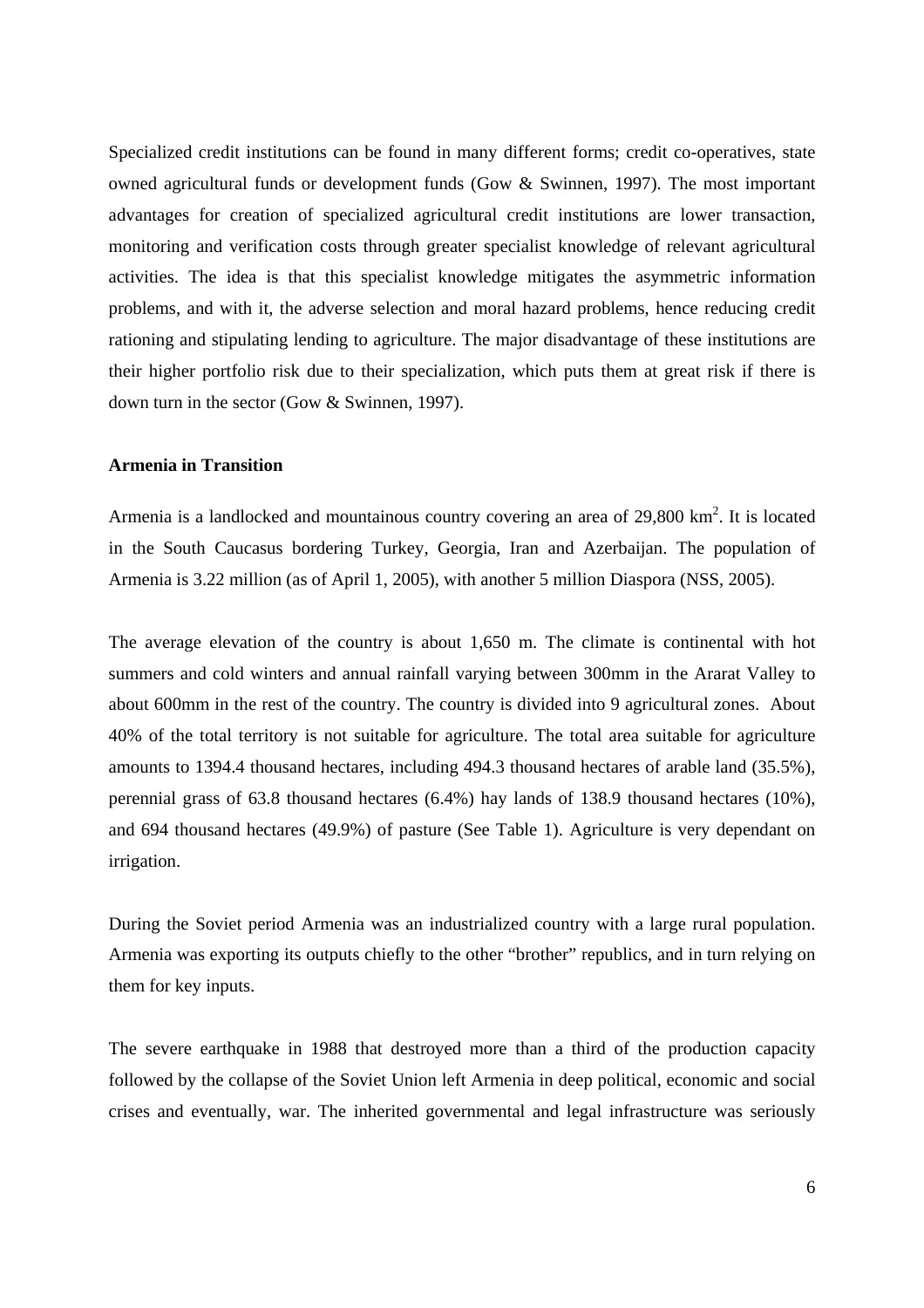Specialized credit institutions can be found in many different forms; credit co-operatives, state owned agricultural funds or development funds (Gow & Swinnen, 1997). The most important advantages for creation of specialized agricultural credit institutions are lower transaction, monitoring and verification costs through greater specialist knowledge of relevant agricultural activities. The idea is that this specialist knowledge mitigates the asymmetric information problems, and with it, the adverse selection and moral hazard problems, hence reducing credit rationing and stipulating lending to agriculture. The major disadvantage of these institutions are their higher portfolio risk due to their specialization, which puts them at great risk if there is down turn in the sector (Gow & Swinnen, 1997).

**Armenia in Transition**

Armenia is a landlocked and mountainous country covering an area of 29,800 km$^2$. It is located in the South Caucasus bordering Turkey, Georgia, Iran and Azerbaijan. The population of Armenia is 3.22 million (as of April 1, 2005), with another 5 million Diaspora (NSS, 2005).

The average elevation of the country is about 1,650 m. The climate is continental with hot summers and cold winters and annual rainfall varying between 300mm in the Ararat Valley to about 600mm in the rest of the country. The country is divided into 9 agricultural zones. About 40% of the total territory is not suitable for agriculture. The total area suitable for agriculture amounts to 1394.4 thousand hectares, including 494.3 thousand hectares of arable land (35.5%), perennial grass of 63.8 thousand hectares (6.4%) hay lands of 138.9 thousand hectares (10%), and 694 thousand hectares (49.9%) of pasture (See Table 1). Agriculture is very dependant on irrigation.

During the Soviet period Armenia was an industrialized country with a large rural population. Armenia was exporting its outputs chiefly to the other "brother" republics, and in turn relying on them for key inputs.

The severe earthquake in 1988 that destroyed more than a third of the production capacity followed by the collapse of the Soviet Union left Armenia in deep political, economic and social crises and eventually, war. The inherited governmental and legal infrastructure was seriously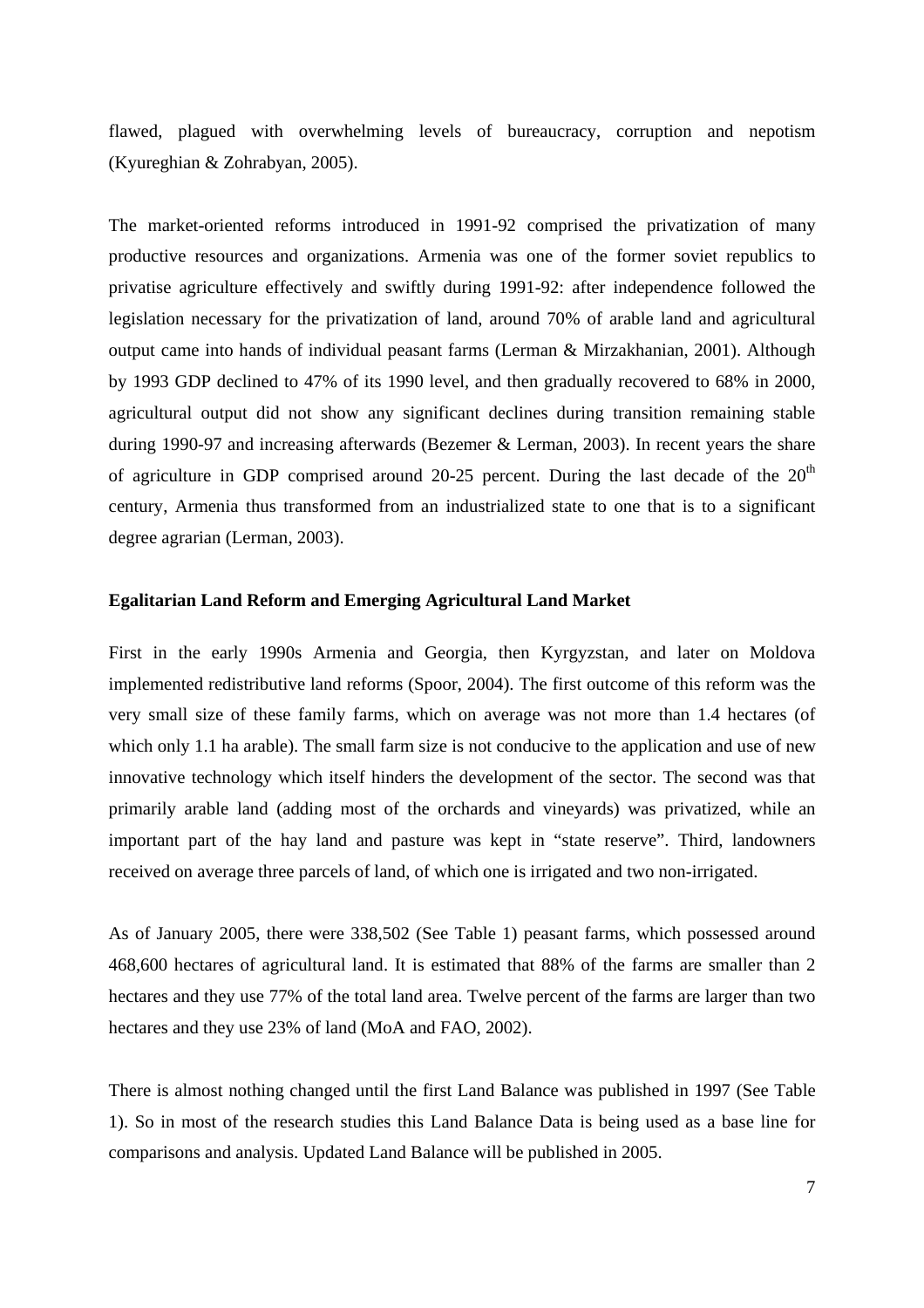flawed, plagued with overwhelming levels of bureaucracy, corruption and nepotism (Kyureghian & Zohrabyan, 2005).

The market-oriented reforms introduced in 1991-92 comprised the privatization of many productive resources and organizations. Armenia was one of the former soviet republics to privatise agriculture effectively and swiftly during 1991-92: after independence followed the legislation necessary for the privatization of land, around 70% of arable land and agricultural output came into hands of individual peasant farms (Lerman & Mirzakhanian, 2001). Although by 1993 GDP declined to 47% of its 1990 level, and then gradually recovered to 68% in 2000, agricultural output did not show any significant declines during transition remaining stable during 1990-97 and increasing afterwards (Bezemer & Lerman, 2003). In recent years the share of agriculture in GDP comprised around 20-25 percent. During the last decade of the 20th century, Armenia thus transformed from an industrialized state to one that is to a significant degree agrarian (Lerman, 2003).

**Egalitarian Land Reform and Emerging Agricultural Land Market**

First in the early 1990s Armenia and Georgia, then Kyrgyzstan, and later on Moldova implemented redistributive land reforms (Spoor, 2004). The first outcome of this reform was the very small size of these family farms, which on average was not more than 1.4 hectares (of which only 1.1 ha arable). The small farm size is not conducive to the application and use of new innovative technology which itself hinders the development of the sector. The second was that primarily arable land (adding most of the orchards and vineyards) was privatized, while an important part of the hay land and pasture was kept in "state reserve". Third, landowners received on average three parcels of land, of which one is irrigated and two non-irrigated.

As of January 2005, there were 338,502 (See Table 1) peasant farms, which possessed around 468,600 hectares of agricultural land. It is estimated that 88% of the farms are smaller than 2 hectares and they use 77% of the total land area. Twelve percent of the farms are larger than two hectares and they use 23% of land (MoA and FAO, 2002).

There is almost nothing changed until the first Land Balance was published in 1997 (See Table 1). So in most of the research studies this Land Balance Data is being used as a base line for comparisons and analysis. Updated Land Balance will be published in 2005.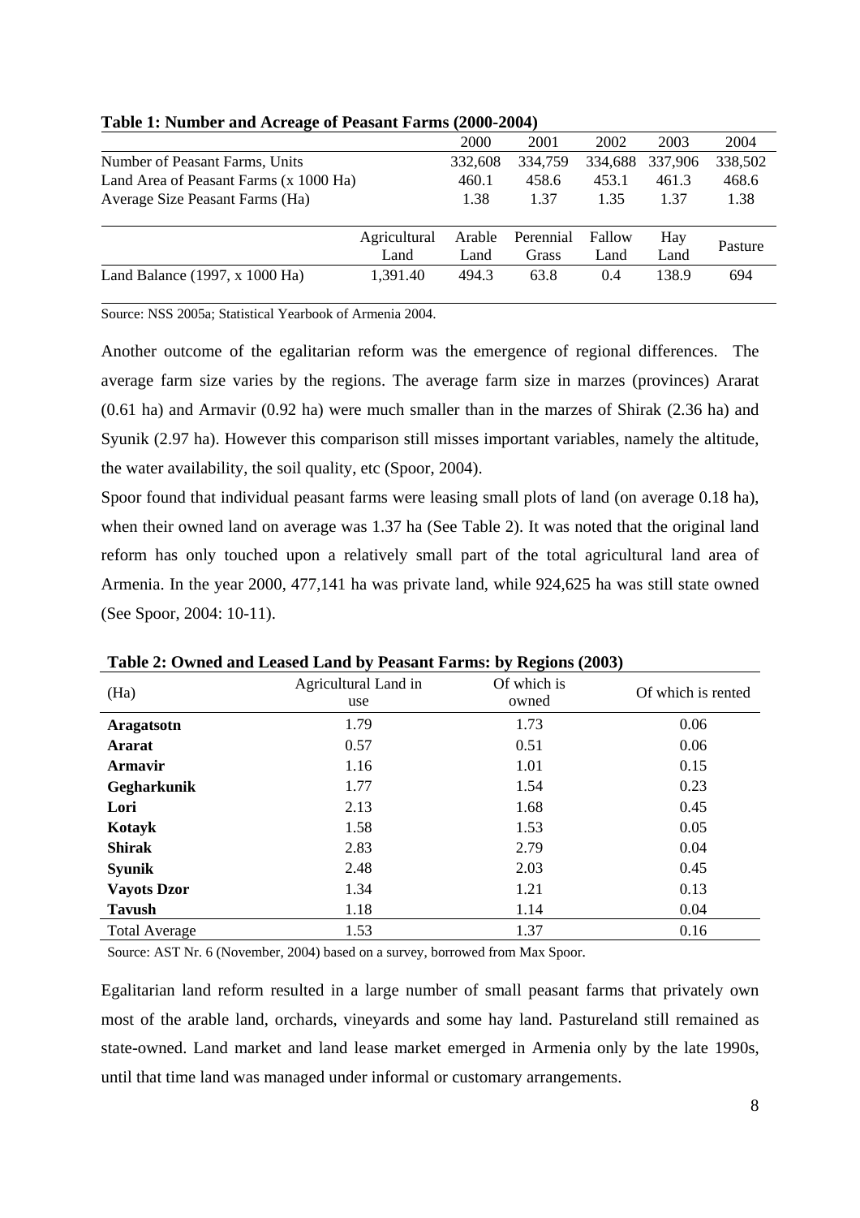**Table 1: Number and Acreage of Peasant Farms (2000-2004)**

| | | 2000 | 2001 | 2002 | 2003 | 2004 |
|---|---|---|---|---|---|---|
| Number of Peasant Farms, Units | | 332,608 | 334,759 | 334,688 | 337,906 | 338,502 |
| Land Area of Peasant Farms (x 1000 Ha) | | 460.1 | 458.6 | 453.1 | 461.3 | 468.6 |
| Average Size Peasant Farms (Ha) | | 1.38 | 1.37 | 1.35 | 1.37 | 1.38 |
| | Agricultural Land | Arable Land | Perennial Grass | Fallow Land | Hay Land | Pasture |
| Land Balance (1997, x 1000 Ha) | 1,391.40 | 494.3 | 63.8 | 0.4 | 138.9 | 694 |

Source: NSS 2005a; Statistical Yearbook of Armenia 2004.

Another outcome of the egalitarian reform was the emergence of regional differences. The average farm size varies by the regions. The average farm size in marzes (provinces) Ararat (0.61 ha) and Armavir (0.92 ha) were much smaller than in the marzes of Shirak (2.36 ha) and Syunik (2.97 ha). However this comparison still misses important variables, namely the altitude, the water availability, the soil quality, etc (Spoor, 2004).

Spoor found that individual peasant farms were leasing small plots of land (on average 0.18 ha), when their owned land on average was 1.37 ha (See Table 2). It was noted that the original land reform has only touched upon a relatively small part of the total agricultural land area of Armenia. In the year 2000, 477,141 ha was private land, while 924,625 ha was still state owned (See Spoor, 2004: 10-11).

**Table 2: Owned and Leased Land by Peasant Farms: by Regions (2003)**

| (Ha) | Agricultural Land in use | Of which is owned | Of which is rented |
|---|---|---|---|
| **Aragatsotn** | 1.79 | 1.73 | 0.06 |
| **Ararat** | 0.57 | 0.51 | 0.06 |
| **Armavir** | 1.16 | 1.01 | 0.15 |
| **Gegharkunik** | 1.77 | 1.54 | 0.23 |
| **Lori** | 2.13 | 1.68 | 0.45 |
| **Kotayk** | 1.58 | 1.53 | 0.05 |
| **Shirak** | 2.83 | 2.79 | 0.04 |
| **Syunik** | 2.48 | 2.03 | 0.45 |
| **Vayots Dzor** | 1.34 | 1.21 | 0.13 |
| **Tavush** | 1.18 | 1.14 | 0.04 |
| Total Average | 1.53 | 1.37 | 0.16 |

Source: AST Nr. 6 (November, 2004) based on a survey, borrowed from Max Spoor.

Egalitarian land reform resulted in a large number of small peasant farms that privately own most of the arable land, orchards, vineyards and some hay land. Pastureland still remained as state-owned. Land market and land lease market emerged in Armenia only by the late 1990s, until that time land was managed under informal or customary arrangements.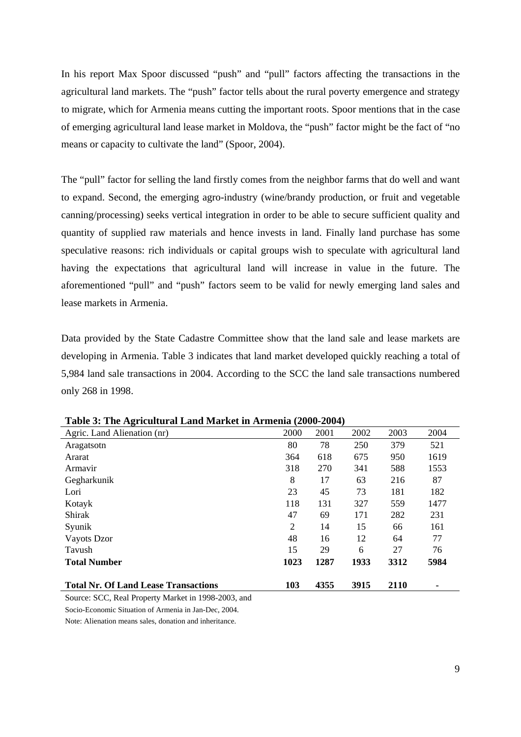In his report Max Spoor discussed "push" and "pull" factors affecting the transactions in the agricultural land markets. The "push" factor tells about the rural poverty emergence and strategy to migrate, which for Armenia means cutting the important roots. Spoor mentions that in the case of emerging agricultural land lease market in Moldova, the "push" factor might be the fact of "no means or capacity to cultivate the land" (Spoor, 2004).

The "pull" factor for selling the land firstly comes from the neighbor farms that do well and want to expand. Second, the emerging agro-industry (wine/brandy production, or fruit and vegetable canning/processing) seeks vertical integration in order to be able to secure sufficient quality and quantity of supplied raw materials and hence invests in land. Finally land purchase has some speculative reasons: rich individuals or capital groups wish to speculate with agricultural land having the expectations that agricultural land will increase in value in the future. The aforementioned "pull" and "push" factors seem to be valid for newly emerging land sales and lease markets in Armenia.

Data provided by the State Cadastre Committee show that the land sale and lease markets are developing in Armenia. Table 3 indicates that land market developed quickly reaching a total of 5,984 land sale transactions in 2004. According to the SCC the land sale transactions numbered only 268 in 1998.

**Table 3: The Agricultural Land Market in Armenia (2000-2004)**

| Agric. Land Alienation (nr) | 2000 | 2001 | 2002 | 2003 | 2004 |
|---|---|---|---|---|---|
| Aragatsotn | 80 | 78 | 250 | 379 | 521 |
| Ararat | 364 | 618 | 675 | 950 | 1619 |
| Armavir | 318 | 270 | 341 | 588 | 1553 |
| Gegharkunik | 8 | 17 | 63 | 216 | 87 |
| Lori | 23 | 45 | 73 | 181 | 182 |
| Kotayk | 118 | 131 | 327 | 559 | 1477 |
| Shirak | 47 | 69 | 171 | 282 | 231 |
| Syunik | 2 | 14 | 15 | 66 | 161 |
| Vayots Dzor | 48 | 16 | 12 | 64 | 77 |
| Tavush | 15 | 29 | 6 | 27 | 76 |
| **Total Number** | **1023** | **1287** | **1933** | **3312** | **5984** |
| **Total Nr. Of Land Lease Transactions** | **103** | **4355** | **3915** | **2110** | **-** |

Source: SCC, Real Property Market in 1998-2003, and

Socio-Economic Situation of Armenia in Jan-Dec, 2004.

Note: Alienation means sales, donation and inheritance.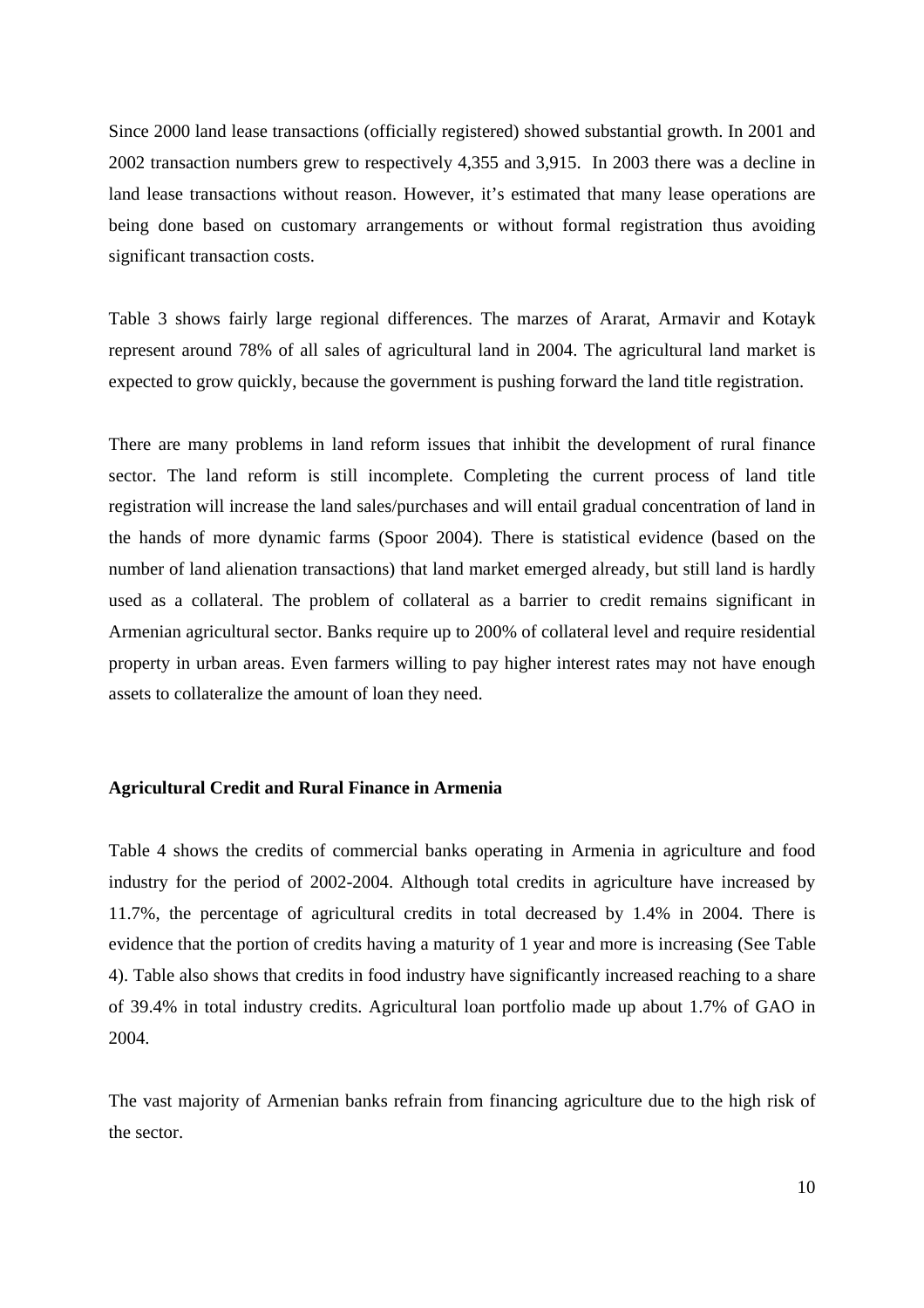Since 2000 land lease transactions (officially registered) showed substantial growth. In 2001 and 2002 transaction numbers grew to respectively 4,355 and 3,915. In 2003 there was a decline in land lease transactions without reason. However, it's estimated that many lease operations are being done based on customary arrangements or without formal registration thus avoiding significant transaction costs.

Table 3 shows fairly large regional differences. The marzes of Ararat, Armavir and Kotayk represent around 78% of all sales of agricultural land in 2004. The agricultural land market is expected to grow quickly, because the government is pushing forward the land title registration.

There are many problems in land reform issues that inhibit the development of rural finance sector. The land reform is still incomplete. Completing the current process of land title registration will increase the land sales/purchases and will entail gradual concentration of land in the hands of more dynamic farms (Spoor 2004). There is statistical evidence (based on the number of land alienation transactions) that land market emerged already, but still land is hardly used as a collateral. The problem of collateral as a barrier to credit remains significant in Armenian agricultural sector. Banks require up to 200% of collateral level and require residential property in urban areas. Even farmers willing to pay higher interest rates may not have enough assets to collateralize the amount of loan they need.

**Agricultural Credit and Rural Finance in Armenia**

Table 4 shows the credits of commercial banks operating in Armenia in agriculture and food industry for the period of 2002-2004. Although total credits in agriculture have increased by 11.7%, the percentage of agricultural credits in total decreased by 1.4% in 2004. There is evidence that the portion of credits having a maturity of 1 year and more is increasing (See Table 4). Table also shows that credits in food industry have significantly increased reaching to a share of 39.4% in total industry credits. Agricultural loan portfolio made up about 1.7% of GAO in 2004.

The vast majority of Armenian banks refrain from financing agriculture due to the high risk of the sector.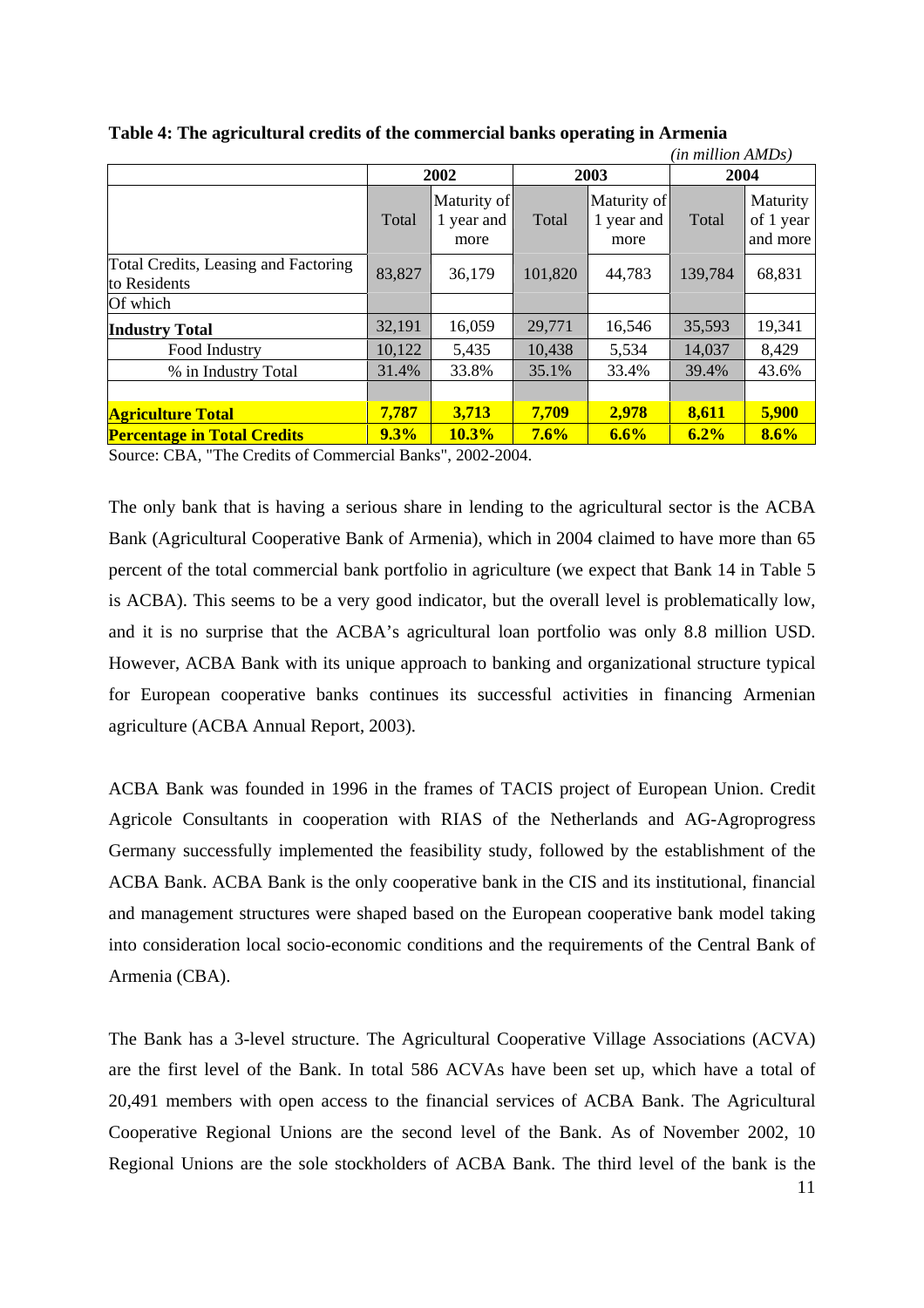**Table 4: The agricultural credits of the commercial banks operating in Armenia**

*(in million AMDs)*

| | 2002 | | 2003 | | 2004 | |
|---|---|---|---|---|---|---|
| | Total | Maturity of 1 year and more | Total | Maturity of 1 year and more | Total | Maturity of 1 year and more |
| Total Credits, Leasing and Factoring to Residents | 83,827 | 36,179 | 101,820 | 44,783 | 139,784 | 68,831 |
| Of which | | | | | | |
| **Industry Total** | 32,191 | 16,059 | 29,771 | 16,546 | 35,593 | 19,341 |
| Food Industry | 10,122 | 5,435 | 10,438 | 5,534 | 14,037 | 8,429 |
| % in Industry Total | 31.4% | 33.8% | 35.1% | 33.4% | 39.4% | 43.6% |
| | | | | | | |
| **Agriculture Total** | **7,787** | **3,713** | **7,709** | **2,978** | **8,611** | **5,900** |
| **Percentage in Total Credits** | **9.3%** | **10.3%** | **7.6%** | **6.6%** | **6.2%** | **8.6%** |

Source: CBA, "The Credits of Commercial Banks", 2002-2004.

The only bank that is having a serious share in lending to the agricultural sector is the ACBA Bank (Agricultural Cooperative Bank of Armenia), which in 2004 claimed to have more than 65 percent of the total commercial bank portfolio in agriculture (we expect that Bank 14 in Table 5 is ACBA). This seems to be a very good indicator, but the overall level is problematically low, and it is no surprise that the ACBA's agricultural loan portfolio was only 8.8 million USD. However, ACBA Bank with its unique approach to banking and organizational structure typical for European cooperative banks continues its successful activities in financing Armenian agriculture (ACBA Annual Report, 2003).

ACBA Bank was founded in 1996 in the frames of TACIS project of European Union. Credit Agricole Consultants in cooperation with RIAS of the Netherlands and AG-Agroprogress Germany successfully implemented the feasibility study, followed by the establishment of the ACBA Bank. ACBA Bank is the only cooperative bank in the CIS and its institutional, financial and management structures were shaped based on the European cooperative bank model taking into consideration local socio-economic conditions and the requirements of the Central Bank of Armenia (CBA).

The Bank has a 3-level structure. The Agricultural Cooperative Village Associations (ACVA) are the first level of the Bank. In total 586 ACVAs have been set up, which have a total of 20,491 members with open access to the financial services of ACBA Bank. The Agricultural Cooperative Regional Unions are the second level of the Bank. As of November 2002, 10 Regional Unions are the sole stockholders of ACBA Bank. The third level of the bank is the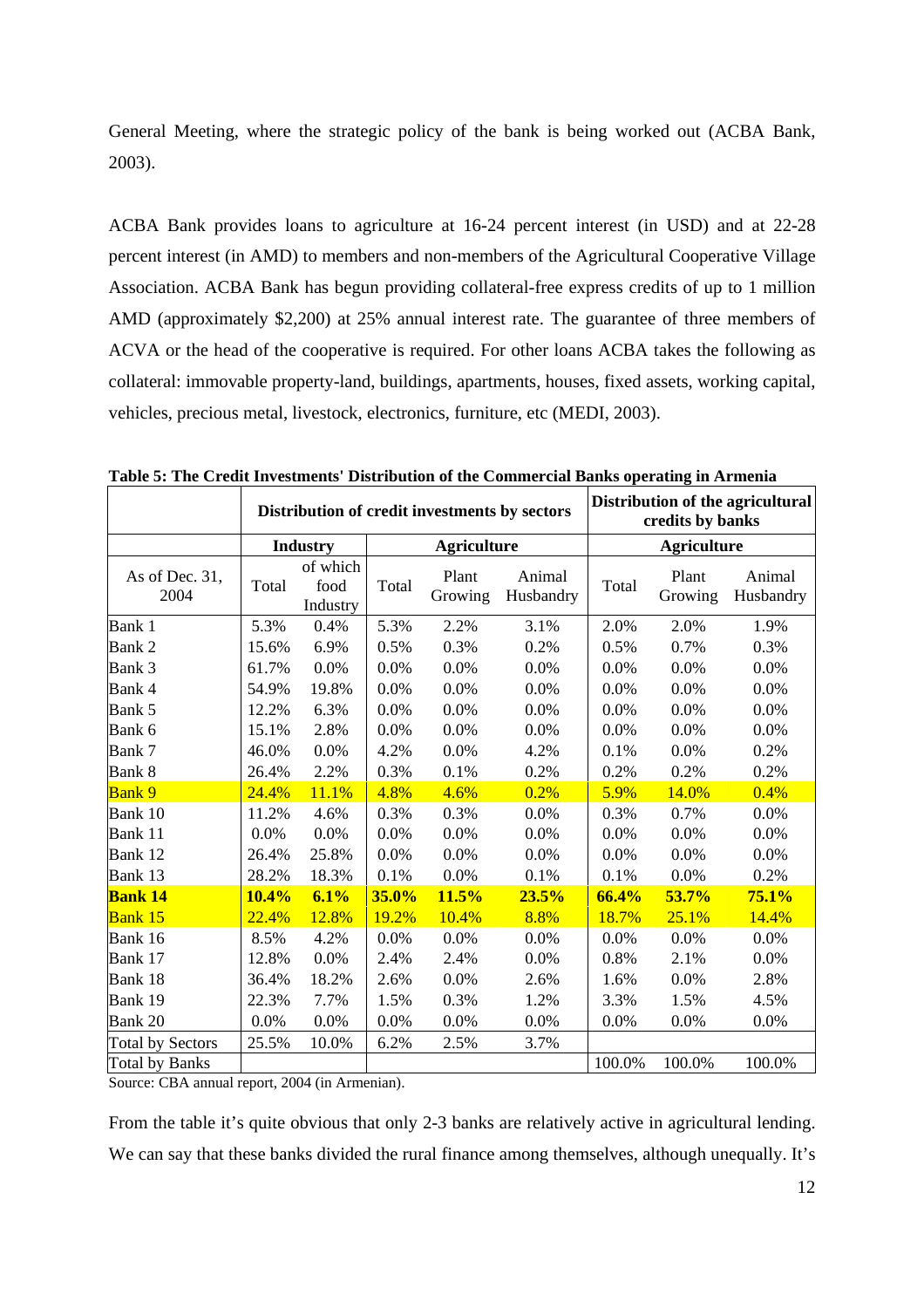General Meeting, where the strategic policy of the bank is being worked out (ACBA Bank, 2003).

ACBA Bank provides loans to agriculture at 16-24 percent interest (in USD) and at 22-28 percent interest (in AMD) to members and non-members of the Agricultural Cooperative Village Association. ACBA Bank has begun providing collateral-free express credits of up to 1 million AMD (approximately $2,200) at 25% annual interest rate. The guarantee of three members of ACVA or the head of the cooperative is required. For other loans ACBA takes the following as collateral: immovable property-land, buildings, apartments, houses, fixed assets, working capital, vehicles, precious metal, livestock, electronics, furniture, etc (MEDI, 2003).

**Table 5: The Credit Investments' Distribution of the Commercial Banks operating in Armenia**

| | Distribution of credit investments by sectors | | | | | Distribution of the agricultural credits by banks | | |
|---|---|---|---|---|---|---|---|---|
| | Industry | | Agriculture | | | Agriculture | | |
| As of Dec. 31, 2004 | Total | of which food Industry | Total | Plant Growing | Animal Husbandry | Total | Plant Growing | Animal Husbandry |
| Bank 1 | 5.3% | 0.4% | 5.3% | 2.2% | 3.1% | 2.0% | 2.0% | 1.9% |
| Bank 2 | 15.6% | 6.9% | 0.5% | 0.3% | 0.2% | 0.5% | 0.7% | 0.3% |
| Bank 3 | 61.7% | 0.0% | 0.0% | 0.0% | 0.0% | 0.0% | 0.0% | 0.0% |
| Bank 4 | 54.9% | 19.8% | 0.0% | 0.0% | 0.0% | 0.0% | 0.0% | 0.0% |
| Bank 5 | 12.2% | 6.3% | 0.0% | 0.0% | 0.0% | 0.0% | 0.0% | 0.0% |
| Bank 6 | 15.1% | 2.8% | 0.0% | 0.0% | 0.0% | 0.0% | 0.0% | 0.0% |
| Bank 7 | 46.0% | 0.0% | 4.2% | 0.0% | 4.2% | 0.1% | 0.0% | 0.2% |
| Bank 8 | 26.4% | 2.2% | 0.3% | 0.1% | 0.2% | 0.2% | 0.2% | 0.2% |
| Bank 9 | 24.4% | 11.1% | 4.8% | 4.6% | 0.2% | 5.9% | 14.0% | 0.4% |
| Bank 10 | 11.2% | 4.6% | 0.3% | 0.3% | 0.0% | 0.3% | 0.7% | 0.0% |
| Bank 11 | 0.0% | 0.0% | 0.0% | 0.0% | 0.0% | 0.0% | 0.0% | 0.0% |
| Bank 12 | 26.4% | 25.8% | 0.0% | 0.0% | 0.0% | 0.0% | 0.0% | 0.0% |
| Bank 13 | 28.2% | 18.3% | 0.1% | 0.0% | 0.1% | 0.1% | 0.0% | 0.2% |
| **Bank 14** | **10.4%** | **6.1%** | **35.0%** | **11.5%** | **23.5%** | **66.4%** | **53.7%** | **75.1%** |
| Bank 15 | 22.4% | 12.8% | 19.2% | 10.4% | 8.8% | 18.7% | 25.1% | 14.4% |
| Bank 16 | 8.5% | 4.2% | 0.0% | 0.0% | 0.0% | 0.0% | 0.0% | 0.0% |
| Bank 17 | 12.8% | 0.0% | 2.4% | 2.4% | 0.0% | 0.8% | 2.1% | 0.0% |
| Bank 18 | 36.4% | 18.2% | 2.6% | 0.0% | 2.6% | 1.6% | 0.0% | 2.8% |
| Bank 19 | 22.3% | 7.7% | 1.5% | 0.3% | 1.2% | 3.3% | 1.5% | 4.5% |
| Bank 20 | 0.0% | 0.0% | 0.0% | 0.0% | 0.0% | 0.0% | 0.0% | 0.0% |
| Total by Sectors | 25.5% | 10.0% | 6.2% | 2.5% | 3.7% | | | |
| Total by Banks | | | | | | 100.0% | 100.0% | 100.0% |

Source: CBA annual report, 2004 (in Armenian).

From the table it's quite obvious that only 2-3 banks are relatively active in agricultural lending. We can say that these banks divided the rural finance among themselves, although unequally. It's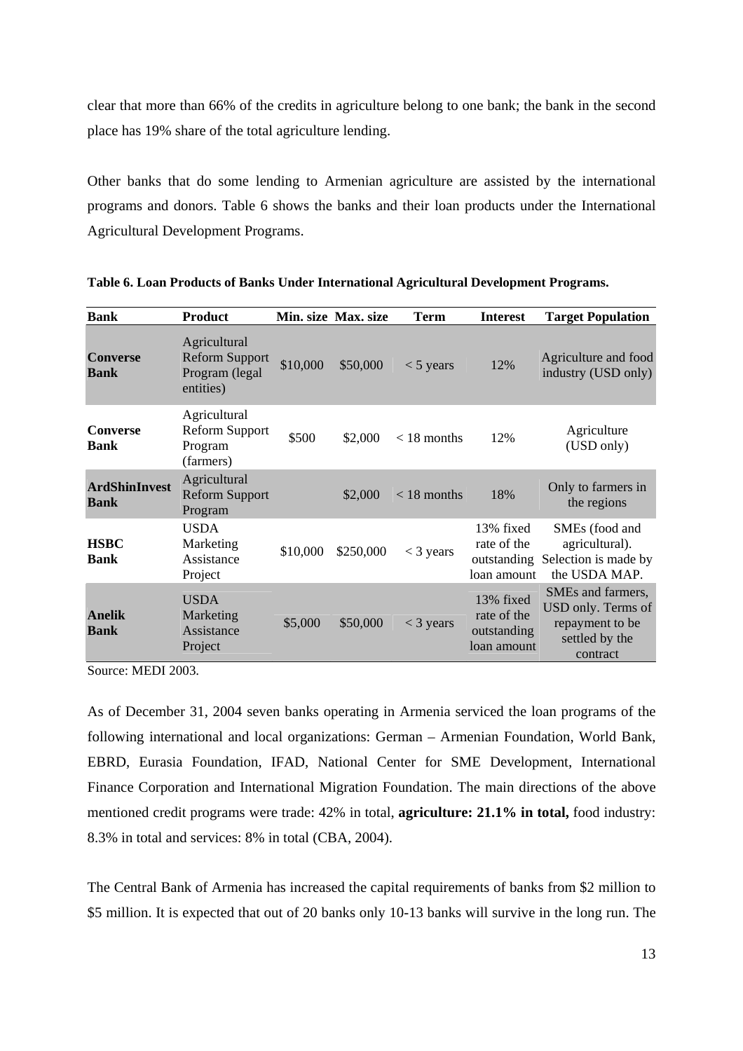clear that more than 66% of the credits in agriculture belong to one bank; the bank in the second place has 19% share of the total agriculture lending.

Other banks that do some lending to Armenian agriculture are assisted by the international programs and donors. Table 6 shows the banks and their loan products under the International Agricultural Development Programs.

**Table 6. Loan Products of Banks Under International Agricultural Development Programs.**

| Bank | Product | Min. size | Max. size | Term | Interest | Target Population |
|---|---|---|---|---|---|---|
| **Converse Bank** | Agricultural Reform Support Program (legal entities) | $10,000 | $50,000 | < 5 years | 12% | Agriculture and food industry (USD only) |
| **Converse Bank** | Agricultural Reform Support Program (farmers) | $500 | $2,000 | < 18 months | 12% | Agriculture (USD only) |
| **ArdShinInvest Bank** | Agricultural Reform Support Program | | $2,000 | < 18 months | 18% | Only to farmers in the regions |
| **HSBC Bank** | USDA Marketing Assistance Project | $10,000 | $250,000 | < 3 years | 13% fixed rate of the outstanding loan amount | SMEs (food and agricultural). Selection is made by the USDA MAP. |
| **Anelik Bank** | USDA Marketing Assistance Project | $5,000 | $50,000 | < 3 years | 13% fixed rate of the outstanding loan amount | SMEs and farmers, USD only. Terms of repayment to be settled by the contract |

Source: MEDI 2003.

As of December 31, 2004 seven banks operating in Armenia serviced the loan programs of the following international and local organizations: German – Armenian Foundation, World Bank, EBRD, Eurasia Foundation, IFAD, National Center for SME Development, International Finance Corporation and International Migration Foundation. The main directions of the above mentioned credit programs were trade: 42% in total, **agriculture: 21.1% in total,** food industry: 8.3% in total and services: 8% in total (CBA, 2004).

The Central Bank of Armenia has increased the capital requirements of banks from $2 million to $5 million. It is expected that out of 20 banks only 10-13 banks will survive in the long run. The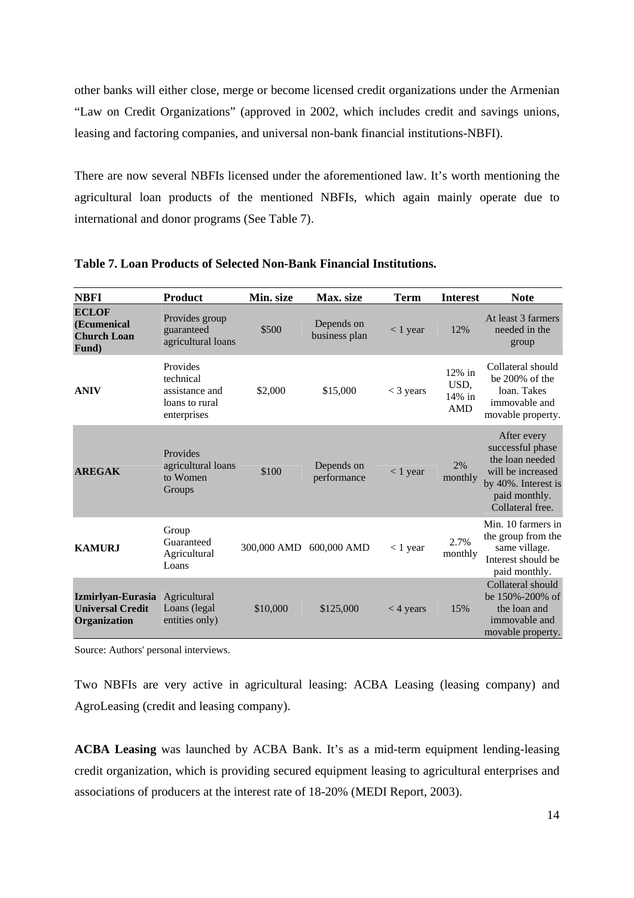other banks will either close, merge or become licensed credit organizations under the Armenian "Law on Credit Organizations" (approved in 2002, which includes credit and savings unions, leasing and factoring companies, and universal non-bank financial institutions-NBFI).

There are now several NBFIs licensed under the aforementioned law. It's worth mentioning the agricultural loan products of the mentioned NBFIs, which again mainly operate due to international and donor programs (See Table 7).

**Table 7. Loan Products of Selected Non-Bank Financial Institutions.**

| NBFI | Product | Min. size | Max. size | Term | Interest | Note |
|---|---|---|---|---|---|---|
| **ECLOF (Ecumenical Church Loan Fund)** | Provides group guaranteed agricultural loans | $500 | Depends on business plan | < 1 year | 12% | At least 3 farmers needed in the group |
| **ANIV** | Provides technical assistance and loans to rural enterprises | $2,000 | $15,000 | < 3 years | 12% in USD, 14% in AMD | Collateral should be 200% of the loan. Takes immovable and movable property. |
| **AREGAK** | Provides agricultural loans to Women Groups | $100 | Depends on performance | < 1 year | 2% monthly | After every successful phase the loan needed will be increased by 40%. Interest is paid monthly. Collateral free. |
| **KAMURJ** | Group Guaranteed Agricultural Loans | 300,000 AMD | 600,000 AMD | < 1 year | 2.7% monthly | Min. 10 farmers in the group from the same village. Interest should be paid monthly. |
| **Izmirlyan-Eurasia Universal Credit Organization** | Agricultural Loans (legal entities only) | $10,000 | $125,000 | < 4 years | 15% | Collateral should be 150%-200% of the loan and immovable and movable property. |

Source: Authors' personal interviews.

Two NBFIs are very active in agricultural leasing: ACBA Leasing (leasing company) and AgroLeasing (credit and leasing company).

**ACBA Leasing** was launched by ACBA Bank. It's as a mid-term equipment lending-leasing credit organization, which is providing secured equipment leasing to agricultural enterprises and associations of producers at the interest rate of 18-20% (MEDI Report, 2003).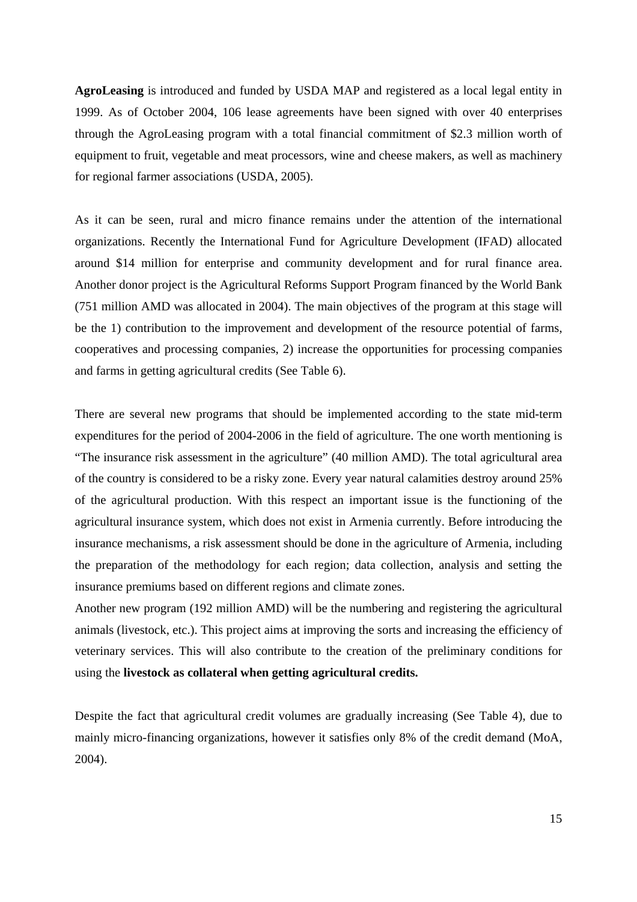**AgroLeasing** is introduced and funded by USDA MAP and registered as a local legal entity in 1999. As of October 2004, 106 lease agreements have been signed with over 40 enterprises through the AgroLeasing program with a total financial commitment of $2.3 million worth of equipment to fruit, vegetable and meat processors, wine and cheese makers, as well as machinery for regional farmer associations (USDA, 2005).

As it can be seen, rural and micro finance remains under the attention of the international organizations. Recently the International Fund for Agriculture Development (IFAD) allocated around $14 million for enterprise and community development and for rural finance area. Another donor project is the Agricultural Reforms Support Program financed by the World Bank (751 million AMD was allocated in 2004). The main objectives of the program at this stage will be the 1) contribution to the improvement and development of the resource potential of farms, cooperatives and processing companies, 2) increase the opportunities for processing companies and farms in getting agricultural credits (See Table 6).

There are several new programs that should be implemented according to the state mid-term expenditures for the period of 2004-2006 in the field of agriculture. The one worth mentioning is "The insurance risk assessment in the agriculture" (40 million AMD). The total agricultural area of the country is considered to be a risky zone. Every year natural calamities destroy around 25% of the agricultural production. With this respect an important issue is the functioning of the agricultural insurance system, which does not exist in Armenia currently. Before introducing the insurance mechanisms, a risk assessment should be done in the agriculture of Armenia, including the preparation of the methodology for each region; data collection, analysis and setting the insurance premiums based on different regions and climate zones.

Another new program (192 million AMD) will be the numbering and registering the agricultural animals (livestock, etc.). This project aims at improving the sorts and increasing the efficiency of veterinary services. This will also contribute to the creation of the preliminary conditions for using the **livestock as collateral when getting agricultural credits.**

Despite the fact that agricultural credit volumes are gradually increasing (See Table 4), due to mainly micro-financing organizations, however it satisfies only 8% of the credit demand (MoA, 2004).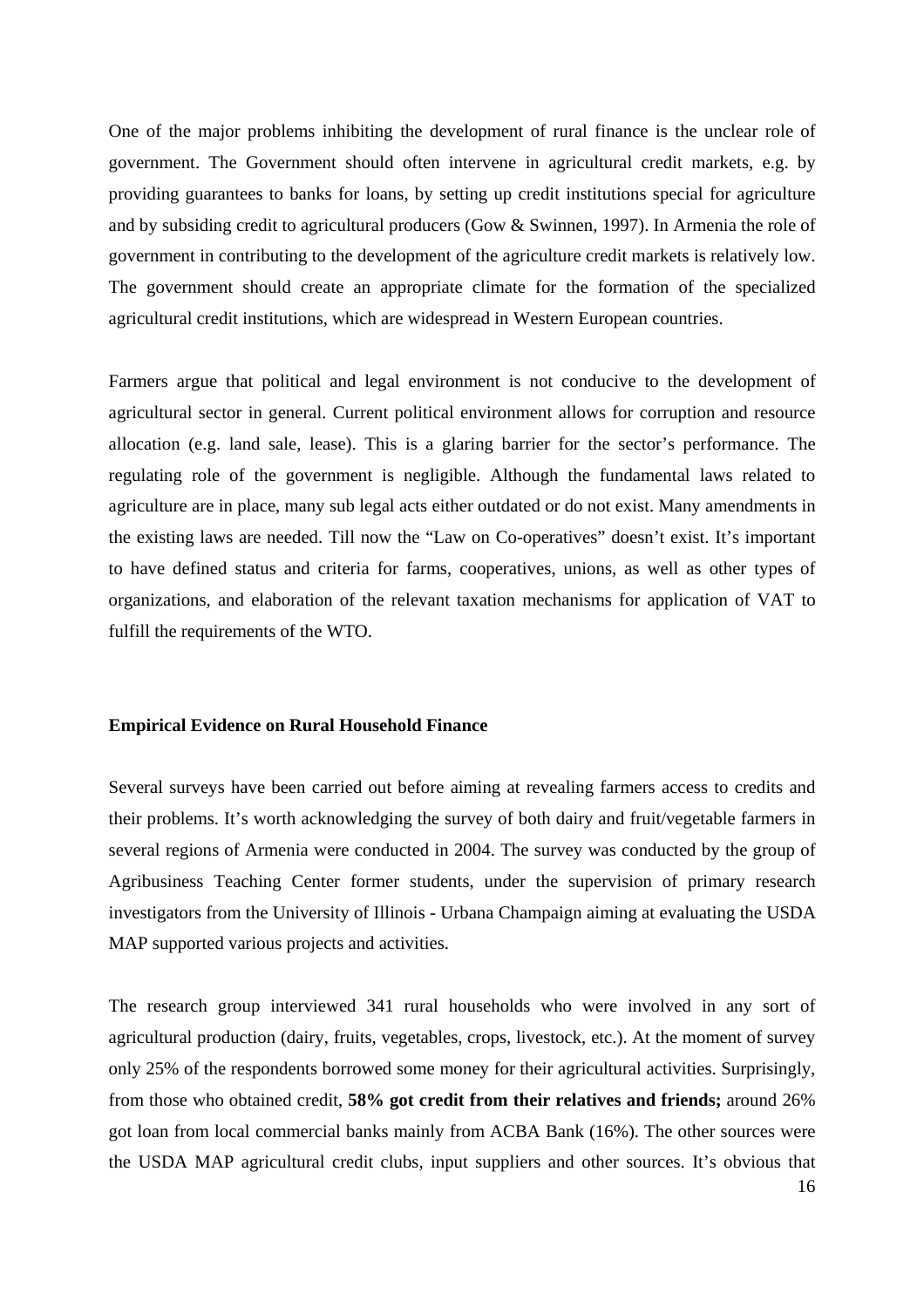One of the major problems inhibiting the development of rural finance is the unclear role of government. The Government should often intervene in agricultural credit markets, e.g. by providing guarantees to banks for loans, by setting up credit institutions special for agriculture and by subsiding credit to agricultural producers (Gow & Swinnen, 1997). In Armenia the role of government in contributing to the development of the agriculture credit markets is relatively low. The government should create an appropriate climate for the formation of the specialized agricultural credit institutions, which are widespread in Western European countries.

Farmers argue that political and legal environment is not conducive to the development of agricultural sector in general. Current political environment allows for corruption and resource allocation (e.g. land sale, lease). This is a glaring barrier for the sector's performance. The regulating role of the government is negligible. Although the fundamental laws related to agriculture are in place, many sub legal acts either outdated or do not exist. Many amendments in the existing laws are needed. Till now the "Law on Co-operatives" doesn't exist. It's important to have defined status and criteria for farms, cooperatives, unions, as well as other types of organizations, and elaboration of the relevant taxation mechanisms for application of VAT to fulfill the requirements of the WTO.

**Empirical Evidence on Rural Household Finance**

Several surveys have been carried out before aiming at revealing farmers access to credits and their problems. It's worth acknowledging the survey of both dairy and fruit/vegetable farmers in several regions of Armenia were conducted in 2004. The survey was conducted by the group of Agribusiness Teaching Center former students, under the supervision of primary research investigators from the University of Illinois - Urbana Champaign aiming at evaluating the USDA MAP supported various projects and activities.

The research group interviewed 341 rural households who were involved in any sort of agricultural production (dairy, fruits, vegetables, crops, livestock, etc.). At the moment of survey only 25% of the respondents borrowed some money for their agricultural activities. Surprisingly, from those who obtained credit, **58% got credit from their relatives and friends;** around 26% got loan from local commercial banks mainly from ACBA Bank (16%). The other sources were the USDA MAP agricultural credit clubs, input suppliers and other sources. It's obvious that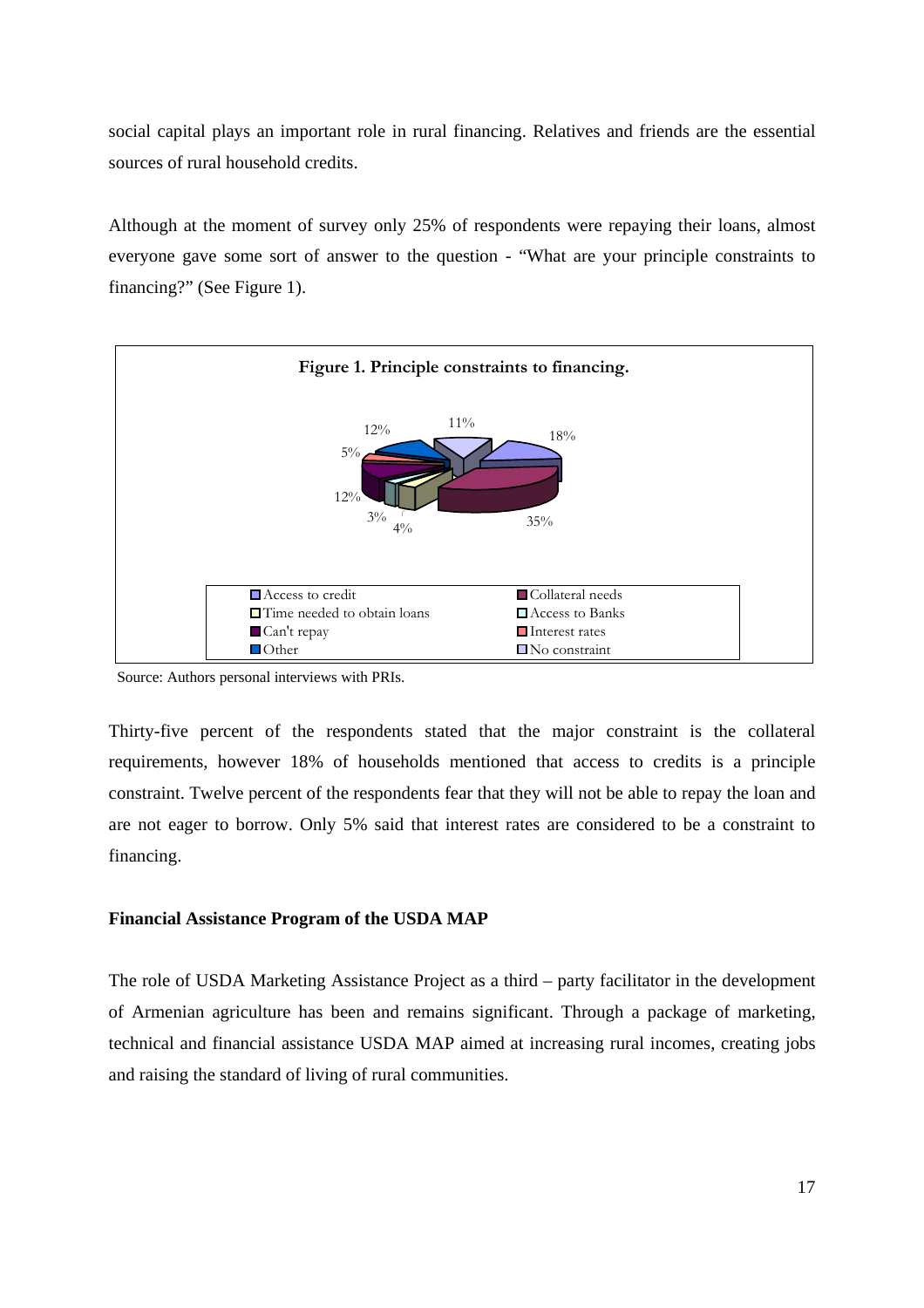social capital plays an important role in rural financing. Relatives and friends are the essential sources of rural household credits.

Although at the moment of survey only 25% of respondents were repaying their loans, almost everyone gave some sort of answer to the question - "What are your principle constraints to financing?" (See Figure 1).

**Figure 1. Principle constraints to financing.**

Source: Authors personal interviews with PRIs.

Thirty-five percent of the respondents stated that the major constraint is the collateral requirements, however 18% of households mentioned that access to credits is a principle constraint. Twelve percent of the respondents fear that they will not be able to repay the loan and are not eager to borrow. Only 5% said that interest rates are considered to be a constraint to financing.

**Financial Assistance Program of the USDA MAP**

The role of USDA Marketing Assistance Project as a third – party facilitator in the development of Armenian agriculture has been and remains significant. Through a package of marketing, technical and financial assistance USDA MAP aimed at increasing rural incomes, creating jobs and raising the standard of living of rural communities.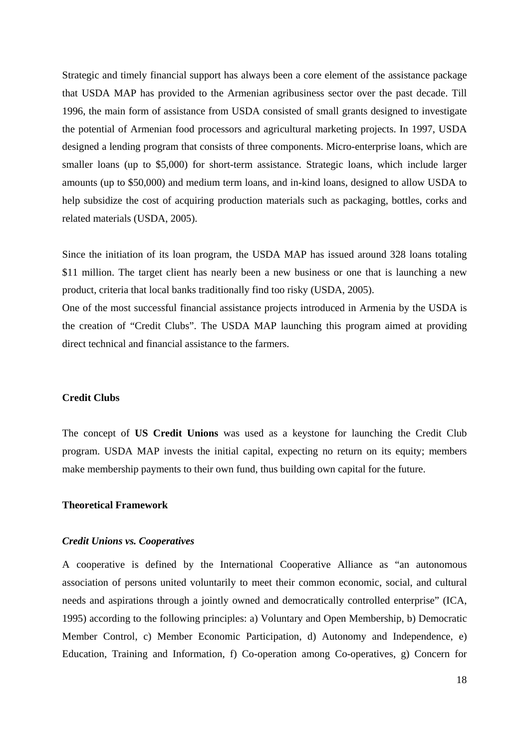Strategic and timely financial support has always been a core element of the assistance package that USDA MAP has provided to the Armenian agribusiness sector over the past decade. Till 1996, the main form of assistance from USDA consisted of small grants designed to investigate the potential of Armenian food processors and agricultural marketing projects. In 1997, USDA designed a lending program that consists of three components. Micro-enterprise loans, which are smaller loans (up to $5,000) for short-term assistance. Strategic loans, which include larger amounts (up to $50,000) and medium term loans, and in-kind loans, designed to allow USDA to help subsidize the cost of acquiring production materials such as packaging, bottles, corks and related materials (USDA, 2005).

Since the initiation of its loan program, the USDA MAP has issued around 328 loans totaling $11 million. The target client has nearly been a new business or one that is launching a new product, criteria that local banks traditionally find too risky (USDA, 2005).

One of the most successful financial assistance projects introduced in Armenia by the USDA is the creation of "Credit Clubs". The USDA MAP launching this program aimed at providing direct technical and financial assistance to the farmers.

**Credit Clubs**

The concept of **US Credit Unions** was used as a keystone for launching the Credit Club program. USDA MAP invests the initial capital, expecting no return on its equity; members make membership payments to their own fund, thus building own capital for the future.

**Theoretical Framework**

***Credit Unions vs. Cooperatives***

A cooperative is defined by the International Cooperative Alliance as "an autonomous association of persons united voluntarily to meet their common economic, social, and cultural needs and aspirations through a jointly owned and democratically controlled enterprise" (ICA, 1995) according to the following principles: a) Voluntary and Open Membership, b) Democratic Member Control, c) Member Economic Participation, d) Autonomy and Independence, e) Education, Training and Information, f) Co-operation among Co-operatives, g) Concern for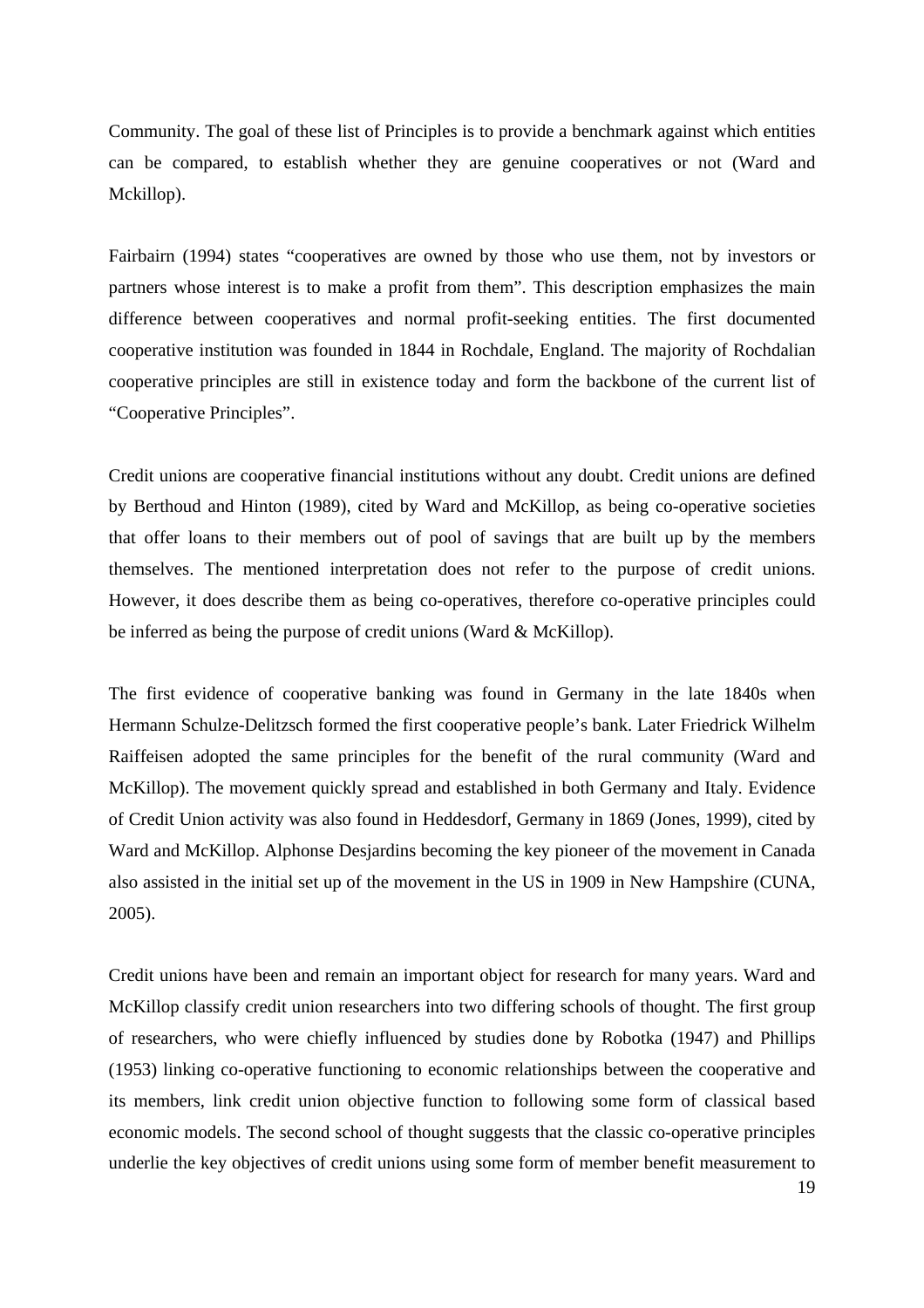Community. The goal of these list of Principles is to provide a benchmark against which entities can be compared, to establish whether they are genuine cooperatives or not (Ward and Mckillop).

Fairbairn (1994) states "cooperatives are owned by those who use them, not by investors or partners whose interest is to make a profit from them". This description emphasizes the main difference between cooperatives and normal profit-seeking entities. The first documented cooperative institution was founded in 1844 in Rochdale, England. The majority of Rochdalian cooperative principles are still in existence today and form the backbone of the current list of "Cooperative Principles".

Credit unions are cooperative financial institutions without any doubt. Credit unions are defined by Berthoud and Hinton (1989), cited by Ward and McKillop, as being co-operative societies that offer loans to their members out of pool of savings that are built up by the members themselves. The mentioned interpretation does not refer to the purpose of credit unions. However, it does describe them as being co-operatives, therefore co-operative principles could be inferred as being the purpose of credit unions (Ward & McKillop).

The first evidence of cooperative banking was found in Germany in the late 1840s when Hermann Schulze-Delitzsch formed the first cooperative people's bank. Later Friedrick Wilhelm Raiffeisen adopted the same principles for the benefit of the rural community (Ward and McKillop). The movement quickly spread and established in both Germany and Italy. Evidence of Credit Union activity was also found in Heddesdorf, Germany in 1869 (Jones, 1999), cited by Ward and McKillop. Alphonse Desjardins becoming the key pioneer of the movement in Canada also assisted in the initial set up of the movement in the US in 1909 in New Hampshire (CUNA, 2005).

Credit unions have been and remain an important object for research for many years. Ward and McKillop classify credit union researchers into two differing schools of thought. The first group of researchers, who were chiefly influenced by studies done by Robotka (1947) and Phillips (1953) linking co-operative functioning to economic relationships between the cooperative and its members, link credit union objective function to following some form of classical based economic models. The second school of thought suggests that the classic co-operative principles underlie the key objectives of credit unions using some form of member benefit measurement to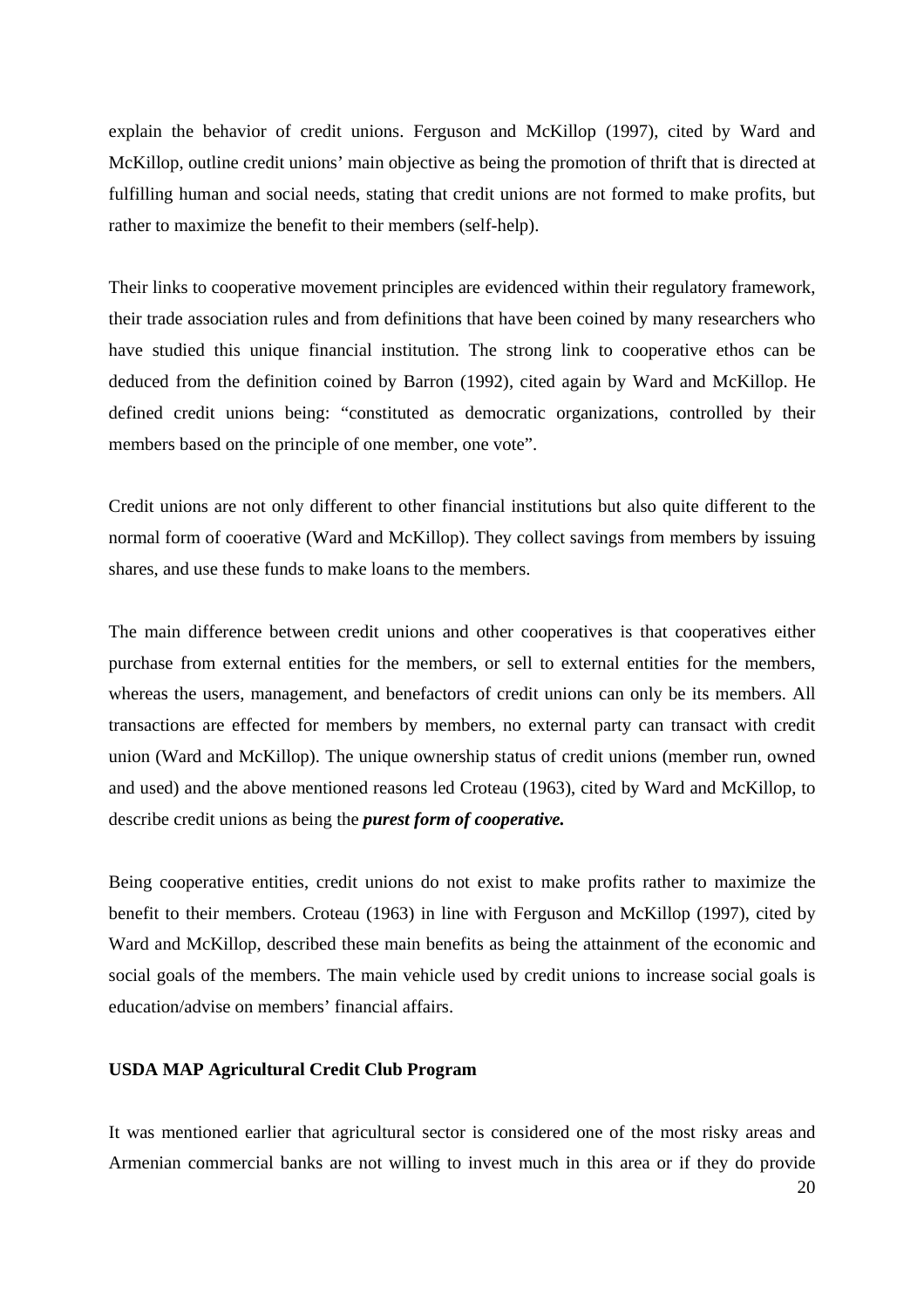explain the behavior of credit unions. Ferguson and McKillop (1997), cited by Ward and McKillop, outline credit unions' main objective as being the promotion of thrift that is directed at fulfilling human and social needs, stating that credit unions are not formed to make profits, but rather to maximize the benefit to their members (self-help).

Their links to cooperative movement principles are evidenced within their regulatory framework, their trade association rules and from definitions that have been coined by many researchers who have studied this unique financial institution. The strong link to cooperative ethos can be deduced from the definition coined by Barron (1992), cited again by Ward and McKillop. He defined credit unions being: "constituted as democratic organizations, controlled by their members based on the principle of one member, one vote".

Credit unions are not only different to other financial institutions but also quite different to the normal form of cooerative (Ward and McKillop). They collect savings from members by issuing shares, and use these funds to make loans to the members.

The main difference between credit unions and other cooperatives is that cooperatives either purchase from external entities for the members, or sell to external entities for the members, whereas the users, management, and benefactors of credit unions can only be its members. All transactions are effected for members by members, no external party can transact with credit union (Ward and McKillop). The unique ownership status of credit unions (member run, owned and used) and the above mentioned reasons led Croteau (1963), cited by Ward and McKillop, to describe credit unions as being the ***purest form of cooperative.***

Being cooperative entities, credit unions do not exist to make profits rather to maximize the benefit to their members. Croteau (1963) in line with Ferguson and McKillop (1997), cited by Ward and McKillop, described these main benefits as being the attainment of the economic and social goals of the members. The main vehicle used by credit unions to increase social goals is education/advise on members' financial affairs.

**USDA MAP Agricultural Credit Club Program**

It was mentioned earlier that agricultural sector is considered one of the most risky areas and Armenian commercial banks are not willing to invest much in this area or if they do provide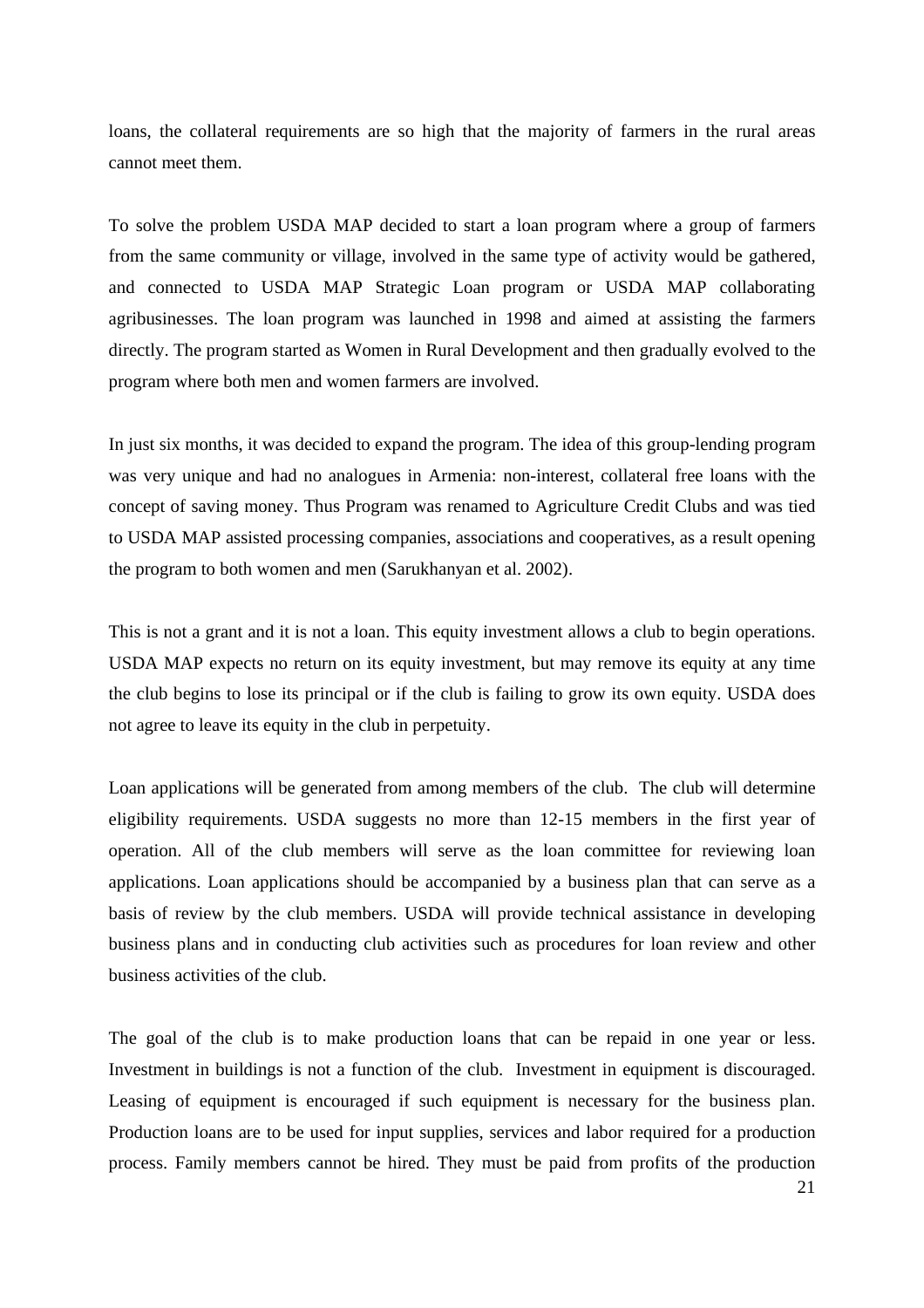loans, the collateral requirements are so high that the majority of farmers in the rural areas cannot meet them.

To solve the problem USDA MAP decided to start a loan program where a group of farmers from the same community or village, involved in the same type of activity would be gathered, and connected to USDA MAP Strategic Loan program or USDA MAP collaborating agribusinesses. The loan program was launched in 1998 and aimed at assisting the farmers directly. The program started as Women in Rural Development and then gradually evolved to the program where both men and women farmers are involved.

In just six months, it was decided to expand the program. The idea of this group-lending program was very unique and had no analogues in Armenia: non-interest, collateral free loans with the concept of saving money. Thus Program was renamed to Agriculture Credit Clubs and was tied to USDA MAP assisted processing companies, associations and cooperatives, as a result opening the program to both women and men (Sarukhanyan et al. 2002).

This is not a grant and it is not a loan. This equity investment allows a club to begin operations. USDA MAP expects no return on its equity investment, but may remove its equity at any time the club begins to lose its principal or if the club is failing to grow its own equity. USDA does not agree to leave its equity in the club in perpetuity.

Loan applications will be generated from among members of the club. The club will determine eligibility requirements. USDA suggests no more than 12-15 members in the first year of operation. All of the club members will serve as the loan committee for reviewing loan applications. Loan applications should be accompanied by a business plan that can serve as a basis of review by the club members. USDA will provide technical assistance in developing business plans and in conducting club activities such as procedures for loan review and other business activities of the club.

The goal of the club is to make production loans that can be repaid in one year or less. Investment in buildings is not a function of the club. Investment in equipment is discouraged. Leasing of equipment is encouraged if such equipment is necessary for the business plan. Production loans are to be used for input supplies, services and labor required for a production process. Family members cannot be hired. They must be paid from profits of the production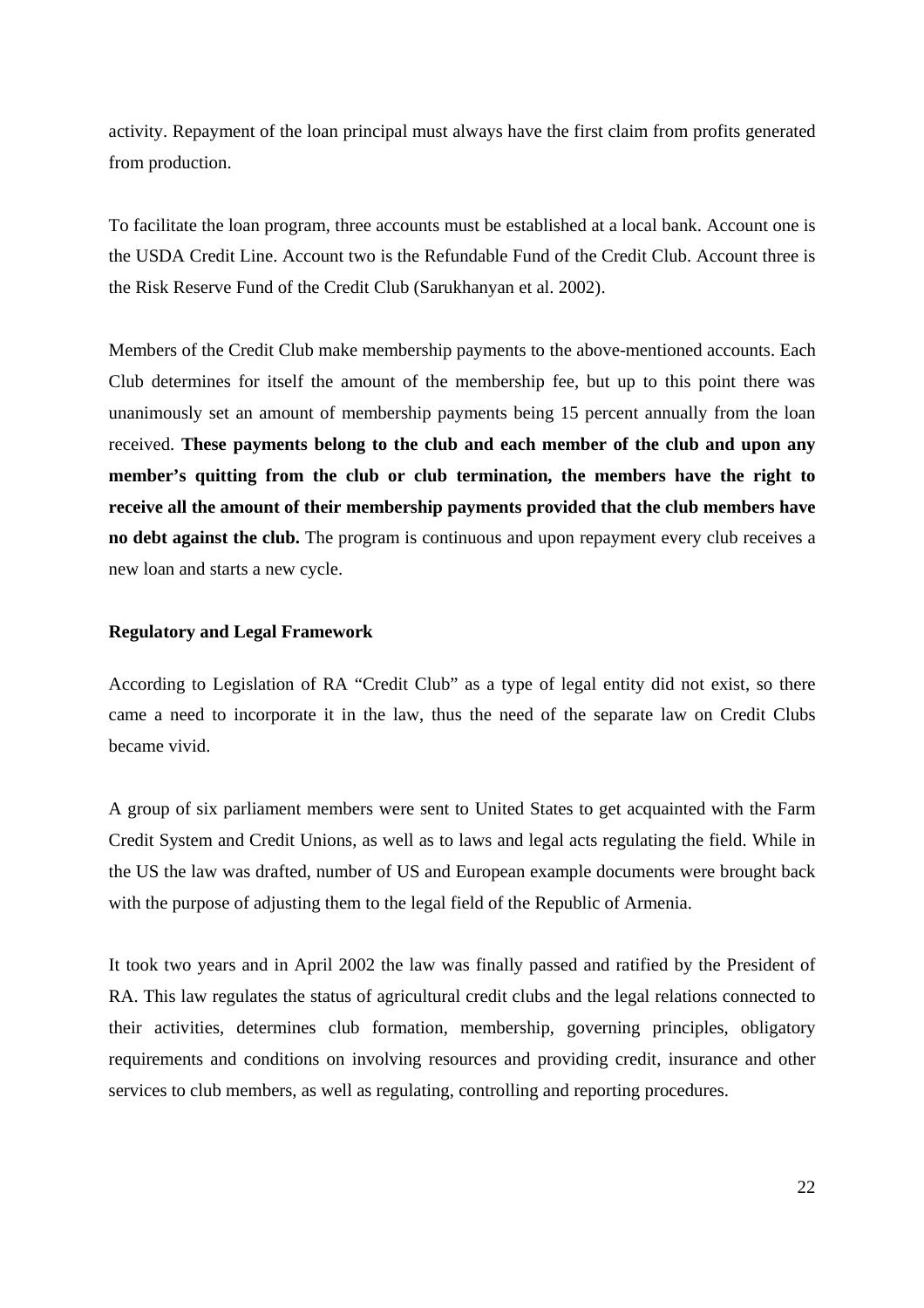activity. Repayment of the loan principal must always have the first claim from profits generated from production.

To facilitate the loan program, three accounts must be established at a local bank. Account one is the USDA Credit Line. Account two is the Refundable Fund of the Credit Club. Account three is the Risk Reserve Fund of the Credit Club (Sarukhanyan et al. 2002).

Members of the Credit Club make membership payments to the above-mentioned accounts. Each Club determines for itself the amount of the membership fee, but up to this point there was unanimously set an amount of membership payments being 15 percent annually from the loan received. **These payments belong to the club and each member of the club and upon any member's quitting from the club or club termination, the members have the right to receive all the amount of their membership payments provided that the club members have no debt against the club.** The program is continuous and upon repayment every club receives a new loan and starts a new cycle.

**Regulatory and Legal Framework**

According to Legislation of RA "Credit Club" as a type of legal entity did not exist, so there came a need to incorporate it in the law, thus the need of the separate law on Credit Clubs became vivid.

A group of six parliament members were sent to United States to get acquainted with the Farm Credit System and Credit Unions, as well as to laws and legal acts regulating the field. While in the US the law was drafted, number of US and European example documents were brought back with the purpose of adjusting them to the legal field of the Republic of Armenia.

It took two years and in April 2002 the law was finally passed and ratified by the President of RA. This law regulates the status of agricultural credit clubs and the legal relations connected to their activities, determines club formation, membership, governing principles, obligatory requirements and conditions on involving resources and providing credit, insurance and other services to club members, as well as regulating, controlling and reporting procedures.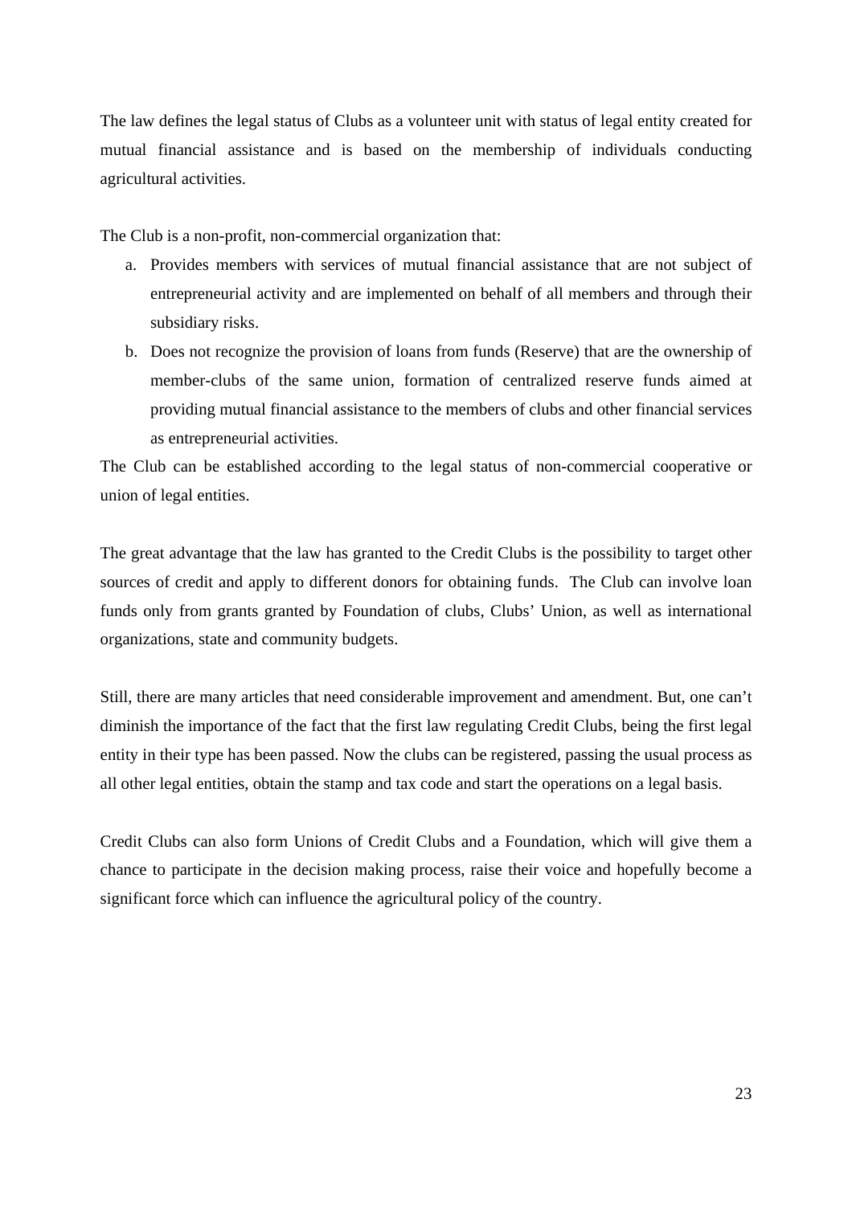The law defines the legal status of Clubs as a volunteer unit with status of legal entity created for mutual financial assistance and is based on the membership of individuals conducting agricultural activities.

The Club is a non-profit, non-commercial organization that:

a. Provides members with services of mutual financial assistance that are not subject of entrepreneurial activity and are implemented on behalf of all members and through their subsidiary risks.
b. Does not recognize the provision of loans from funds (Reserve) that are the ownership of member-clubs of the same union, formation of centralized reserve funds aimed at providing mutual financial assistance to the members of clubs and other financial services as entrepreneurial activities.

The Club can be established according to the legal status of non-commercial cooperative or union of legal entities.

The great advantage that the law has granted to the Credit Clubs is the possibility to target other sources of credit and apply to different donors for obtaining funds. The Club can involve loan funds only from grants granted by Foundation of clubs, Clubs' Union, as well as international organizations, state and community budgets.

Still, there are many articles that need considerable improvement and amendment. But, one can't diminish the importance of the fact that the first law regulating Credit Clubs, being the first legal entity in their type has been passed. Now the clubs can be registered, passing the usual process as all other legal entities, obtain the stamp and tax code and start the operations on a legal basis.

Credit Clubs can also form Unions of Credit Clubs and a Foundation, which will give them a chance to participate in the decision making process, raise their voice and hopefully become a significant force which can influence the agricultural policy of the country.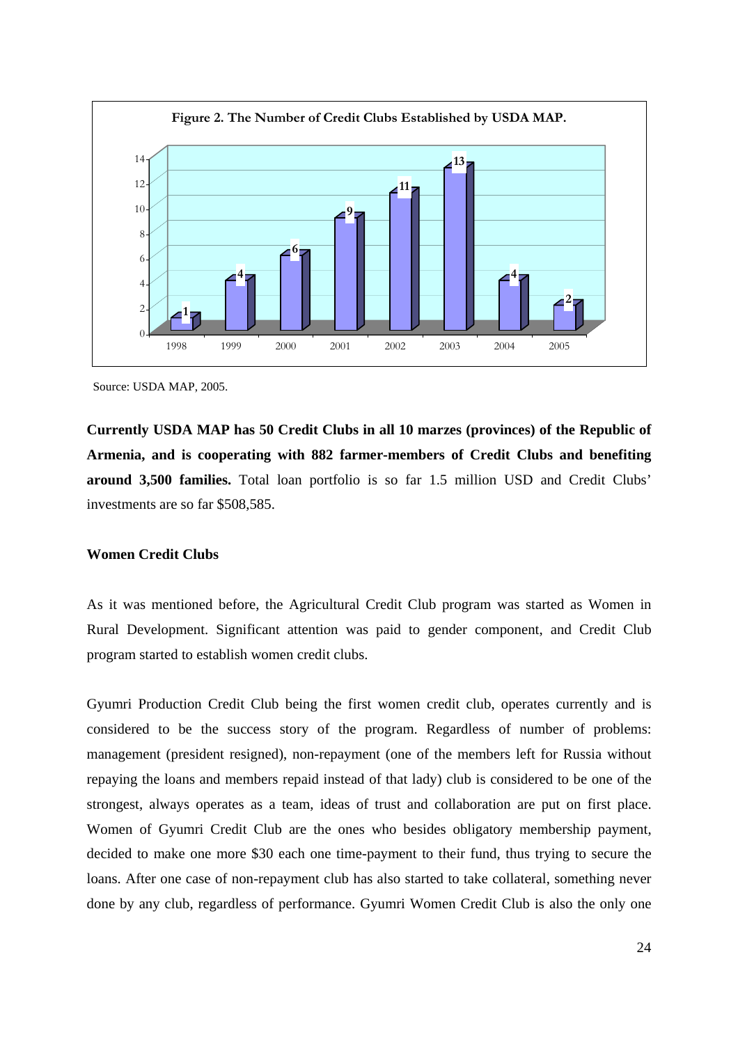**Figure 2. The Number of Credit Clubs Established by USDA MAP.**

| Year | Number of Credit Clubs |
|---|---|
| 1998 | 1 |
| 1999 | 4 |
| 2000 | 6 |
| 2001 | 9 |
| 2002 | 11 |
| 2003 | 13 |
| 2004 | 4 |
| 2005 | 2 |

Source: USDA MAP, 2005.

**Currently USDA MAP has 50 Credit Clubs in all 10 marzes (provinces) of the Republic of Armenia, and is cooperating with 882 farmer-members of Credit Clubs and benefiting around 3,500 families.** Total loan portfolio is so far 1.5 million USD and Credit Clubs' investments are so far $508,585.

**Women Credit Clubs**

As it was mentioned before, the Agricultural Credit Club program was started as Women in Rural Development. Significant attention was paid to gender component, and Credit Club program started to establish women credit clubs.

Gyumri Production Credit Club being the first women credit club, operates currently and is considered to be the success story of the program. Regardless of number of problems: management (president resigned), non-repayment (one of the members left for Russia without repaying the loans and members repaid instead of that lady) club is considered to be one of the strongest, always operates as a team, ideas of trust and collaboration are put on first place. Women of Gyumri Credit Club are the ones who besides obligatory membership payment, decided to make one more $30 each one time-payment to their fund, thus trying to secure the loans. After one case of non-repayment club has also started to take collateral, something never done by any club, regardless of performance. Gyumri Women Credit Club is also the only one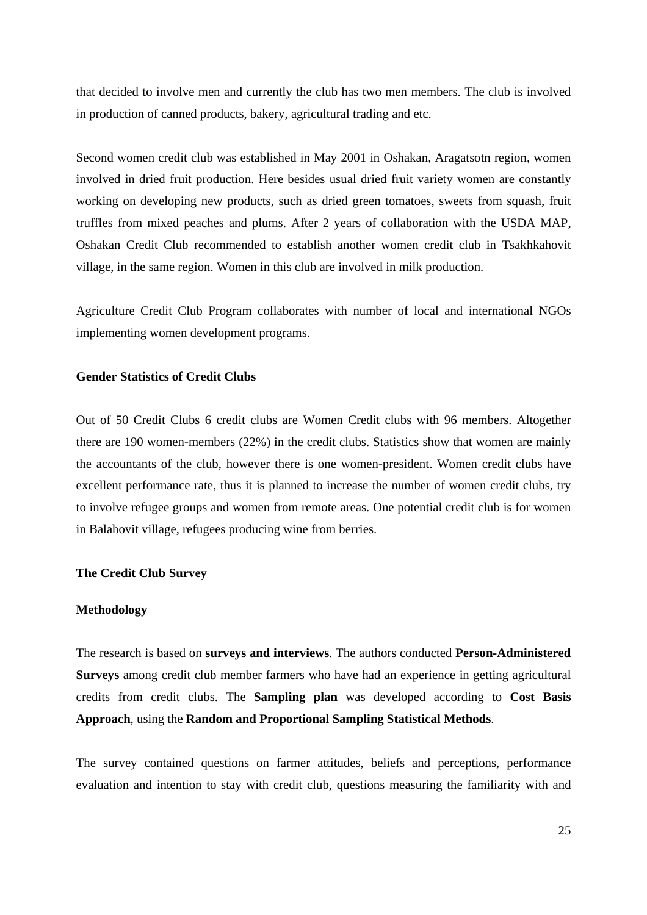that decided to involve men and currently the club has two men members. The club is involved in production of canned products, bakery, agricultural trading and etc.

Second women credit club was established in May 2001 in Oshakan, Aragatsotn region, women involved in dried fruit production. Here besides usual dried fruit variety women are constantly working on developing new products, such as dried green tomatoes, sweets from squash, fruit truffles from mixed peaches and plums. After 2 years of collaboration with the USDA MAP, Oshakan Credit Club recommended to establish another women credit club in Tsakhkahovit village, in the same region. Women in this club are involved in milk production.

Agriculture Credit Club Program collaborates with number of local and international NGOs implementing women development programs.

**Gender Statistics of Credit Clubs**

Out of 50 Credit Clubs 6 credit clubs are Women Credit clubs with 96 members. Altogether there are 190 women-members (22%) in the credit clubs. Statistics show that women are mainly the accountants of the club, however there is one women-president. Women credit clubs have excellent performance rate, thus it is planned to increase the number of women credit clubs, try to involve refugee groups and women from remote areas. One potential credit club is for women in Balahovit village, refugees producing wine from berries.

**The Credit Club Survey**

**Methodology**

The research is based on **surveys and interviews**. The authors conducted **Person-Administered Surveys** among credit club member farmers who have had an experience in getting agricultural credits from credit clubs. The **Sampling plan** was developed according to **Cost Basis Approach**, using the **Random and Proportional Sampling Statistical Methods**.

The survey contained questions on farmer attitudes, beliefs and perceptions, performance evaluation and intention to stay with credit club, questions measuring the familiarity with and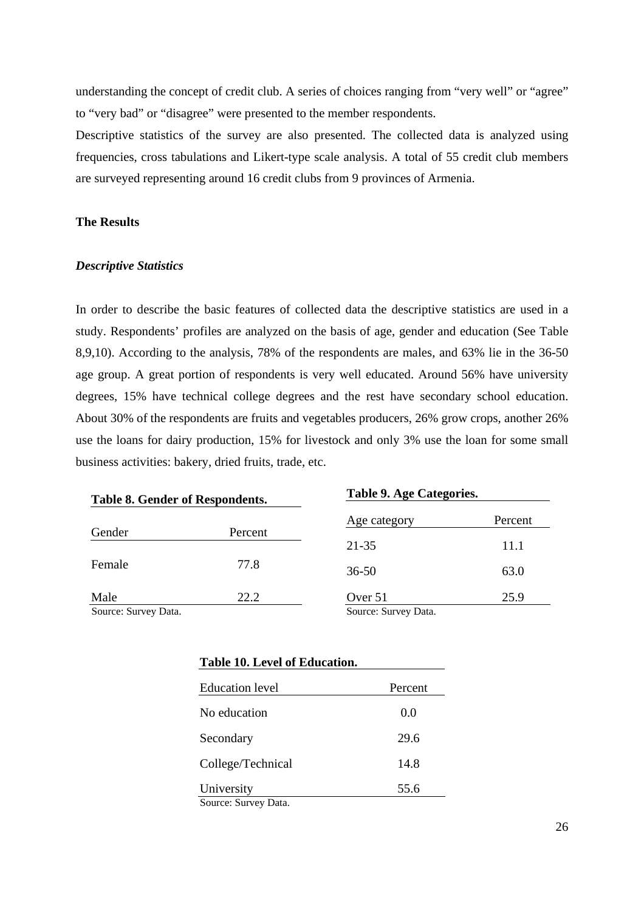understanding the concept of credit club. A series of choices ranging from "very well" or "agree" to "very bad" or "disagree" were presented to the member respondents.

Descriptive statistics of the survey are also presented. The collected data is analyzed using frequencies, cross tabulations and Likert-type scale analysis. A total of 55 credit club members are surveyed representing around 16 credit clubs from 9 provinces of Armenia.

## The Results

### *Descriptive Statistics*

In order to describe the basic features of collected data the descriptive statistics are used in a study. Respondents' profiles are analyzed on the basis of age, gender and education (See Table 8,9,10). According to the analysis, 78% of the respondents are males, and 63% lie in the 36-50 age group. A great portion of respondents is very well educated. Around 56% have university degrees, 15% have technical college degrees and the rest have secondary school education. About 30% of the respondents are fruits and vegetables producers, 26% grow crops, another 26% use the loans for dairy production, 15% for livestock and only 3% use the loan for some small business activities: bakery, dried fruits, trade, etc.

**Table 8. Gender of Respondents.**

| Gender | Percent |
|---|---|
| Female | 77.8 |
| Male | 22.2 |

Source: Survey Data.

**Table 9. Age Categories.**

| Age category | Percent |
|---|---|
| 21-35 | 11.1 |
| 36-50 | 63.0 |
| Over 51 | 25.9 |

Source: Survey Data.

**Table 10. Level of Education.**

| Education level | Percent |
|---|---|
| No education | 0.0 |
| Secondary | 29.6 |
| College/Technical | 14.8 |
| University | 55.6 |

Source: Survey Data.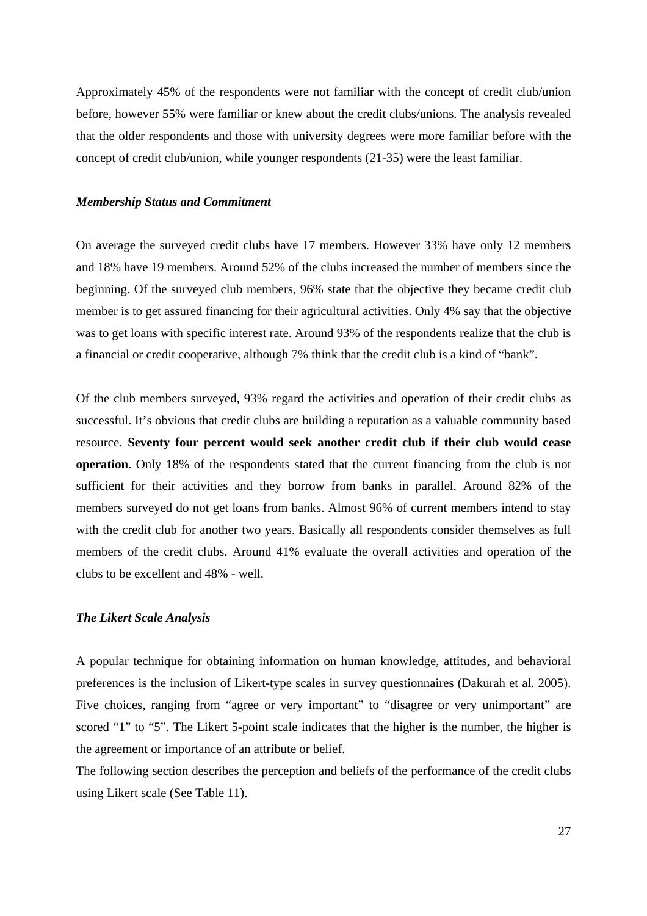Approximately 45% of the respondents were not familiar with the concept of credit club/union before, however 55% were familiar or knew about the credit clubs/unions. The analysis revealed that the older respondents and those with university degrees were more familiar before with the concept of credit club/union, while younger respondents (21-35) were the least familiar.

### *Membership Status and Commitment*

On average the surveyed credit clubs have 17 members. However 33% have only 12 members and 18% have 19 members. Around 52% of the clubs increased the number of members since the beginning. Of the surveyed club members, 96% state that the objective they became credit club member is to get assured financing for their agricultural activities. Only 4% say that the objective was to get loans with specific interest rate. Around 93% of the respondents realize that the club is a financial or credit cooperative, although 7% think that the credit club is a kind of "bank".

Of the club members surveyed, 93% regard the activities and operation of their credit clubs as successful. It's obvious that credit clubs are building a reputation as a valuable community based resource. **Seventy four percent would seek another credit club if their club would cease operation**. Only 18% of the respondents stated that the current financing from the club is not sufficient for their activities and they borrow from banks in parallel. Around 82% of the members surveyed do not get loans from banks. Almost 96% of current members intend to stay with the credit club for another two years. Basically all respondents consider themselves as full members of the credit clubs. Around 41% evaluate the overall activities and operation of the clubs to be excellent and 48% - well.

### *The Likert Scale Analysis*

A popular technique for obtaining information on human knowledge, attitudes, and behavioral preferences is the inclusion of Likert-type scales in survey questionnaires (Dakurah et al. 2005). Five choices, ranging from "agree or very important" to "disagree or very unimportant" are scored "1" to "5". The Likert 5-point scale indicates that the higher is the number, the higher is the agreement or importance of an attribute or belief.
The following section describes the perception and beliefs of the performance of the credit clubs using Likert scale (See Table 11).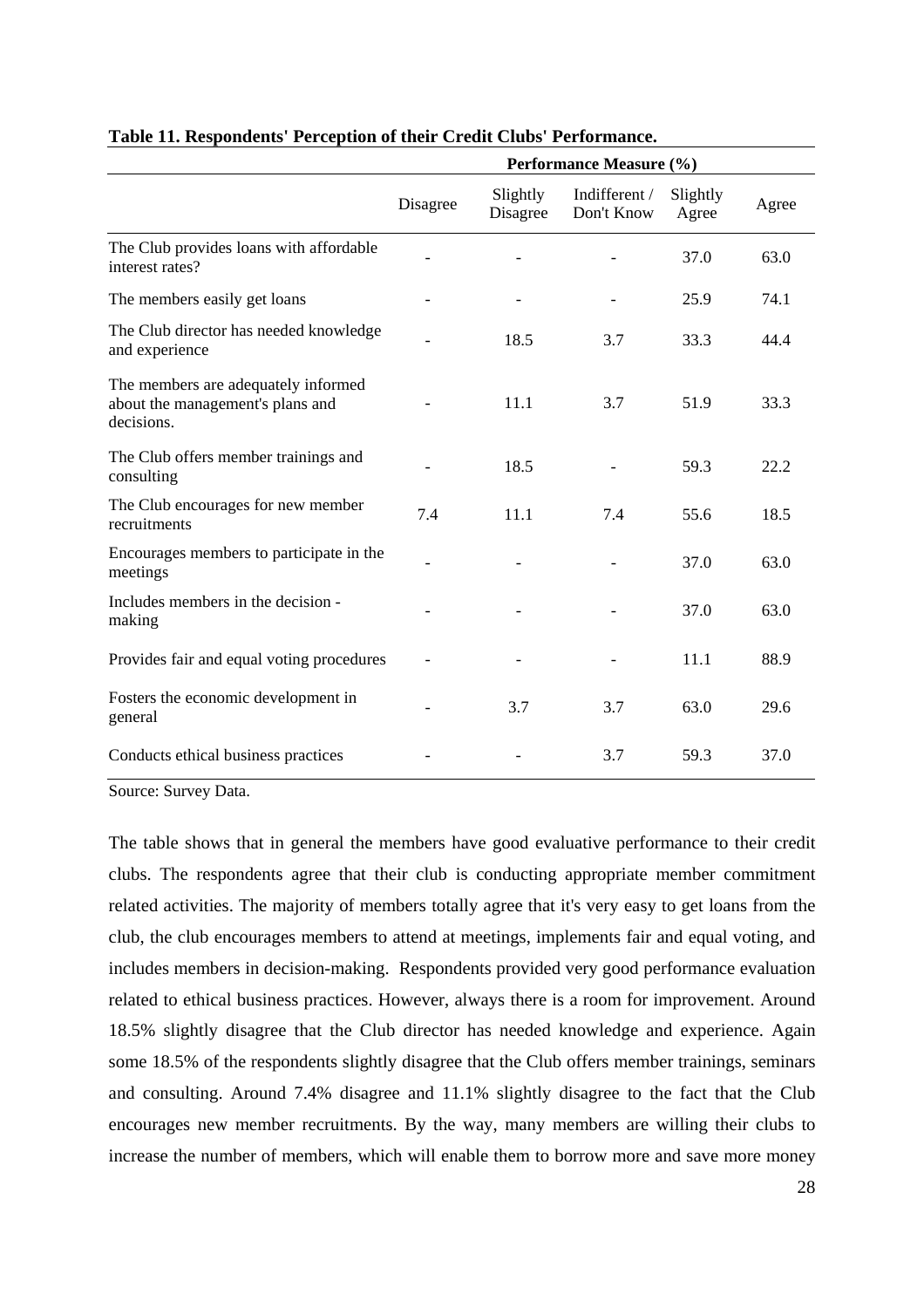**Table 11. Respondents' Perception of their Credit Clubs' Performance.**

| | Performance Measure (%) | | | | |
|---|---|---|---|---|---|
| | Disagree | Slightly Disagree | Indifferent / Don't Know | Slightly Agree | Agree |
| The Club provides loans with affordable interest rates? | - | - | - | 37.0 | 63.0 |
| The members easily get loans | - | - | - | 25.9 | 74.1 |
| The Club director has needed knowledge and experience | - | 18.5 | 3.7 | 33.3 | 44.4 |
| The members are adequately informed about the management's plans and decisions. | - | 11.1 | 3.7 | 51.9 | 33.3 |
| The Club offers member trainings and consulting | - | 18.5 | - | 59.3 | 22.2 |
| The Club encourages for new member recruitments | 7.4 | 11.1 | 7.4 | 55.6 | 18.5 |
| Encourages members to participate in the meetings | - | - | - | 37.0 | 63.0 |
| Includes members in the decision - making | - | - | - | 37.0 | 63.0 |
| Provides fair and equal voting procedures | - | - | - | 11.1 | 88.9 |
| Fosters the economic development in general | - | 3.7 | 3.7 | 63.0 | 29.6 |
| Conducts ethical business practices | - | - | 3.7 | 59.3 | 37.0 |

Source: Survey Data.

The table shows that in general the members have good evaluative performance to their credit clubs. The respondents agree that their club is conducting appropriate member commitment related activities. The majority of members totally agree that it's very easy to get loans from the club, the club encourages members to attend at meetings, implements fair and equal voting, and includes members in decision-making. Respondents provided very good performance evaluation related to ethical business practices. However, always there is a room for improvement. Around 18.5% slightly disagree that the Club director has needed knowledge and experience. Again some 18.5% of the respondents slightly disagree that the Club offers member trainings, seminars and consulting. Around 7.4% disagree and 11.1% slightly disagree to the fact that the Club encourages new member recruitments. By the way, many members are willing their clubs to increase the number of members, which will enable them to borrow more and save more money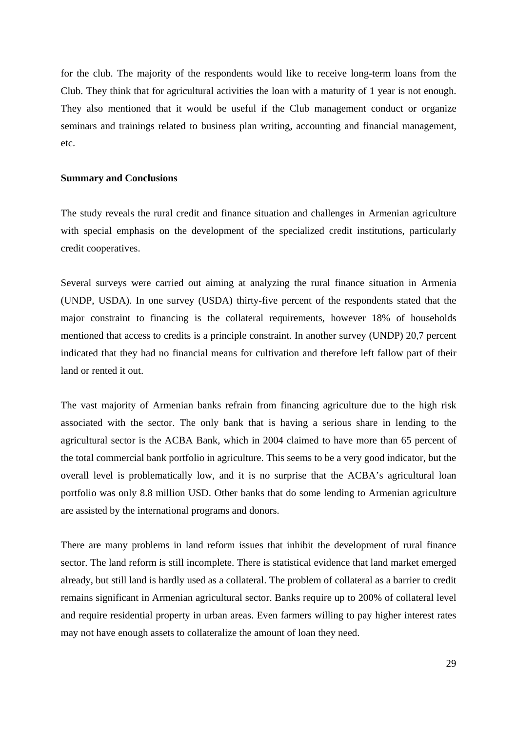for the club. The majority of the respondents would like to receive long-term loans from the Club. They think that for agricultural activities the loan with a maturity of 1 year is not enough. They also mentioned that it would be useful if the Club management conduct or organize seminars and trainings related to business plan writing, accounting and financial management, etc.

**Summary and Conclusions**

The study reveals the rural credit and finance situation and challenges in Armenian agriculture with special emphasis on the development of the specialized credit institutions, particularly credit cooperatives.

Several surveys were carried out aiming at analyzing the rural finance situation in Armenia (UNDP, USDA). In one survey (USDA) thirty-five percent of the respondents stated that the major constraint to financing is the collateral requirements, however 18% of households mentioned that access to credits is a principle constraint. In another survey (UNDP) 20,7 percent indicated that they had no financial means for cultivation and therefore left fallow part of their land or rented it out.

The vast majority of Armenian banks refrain from financing agriculture due to the high risk associated with the sector. The only bank that is having a serious share in lending to the agricultural sector is the ACBA Bank, which in 2004 claimed to have more than 65 percent of the total commercial bank portfolio in agriculture. This seems to be a very good indicator, but the overall level is problematically low, and it is no surprise that the ACBA's agricultural loan portfolio was only 8.8 million USD. Other banks that do some lending to Armenian agriculture are assisted by the international programs and donors.

There are many problems in land reform issues that inhibit the development of rural finance sector. The land reform is still incomplete. There is statistical evidence that land market emerged already, but still land is hardly used as a collateral. The problem of collateral as a barrier to credit remains significant in Armenian agricultural sector. Banks require up to 200% of collateral level and require residential property in urban areas. Even farmers willing to pay higher interest rates may not have enough assets to collateralize the amount of loan they need.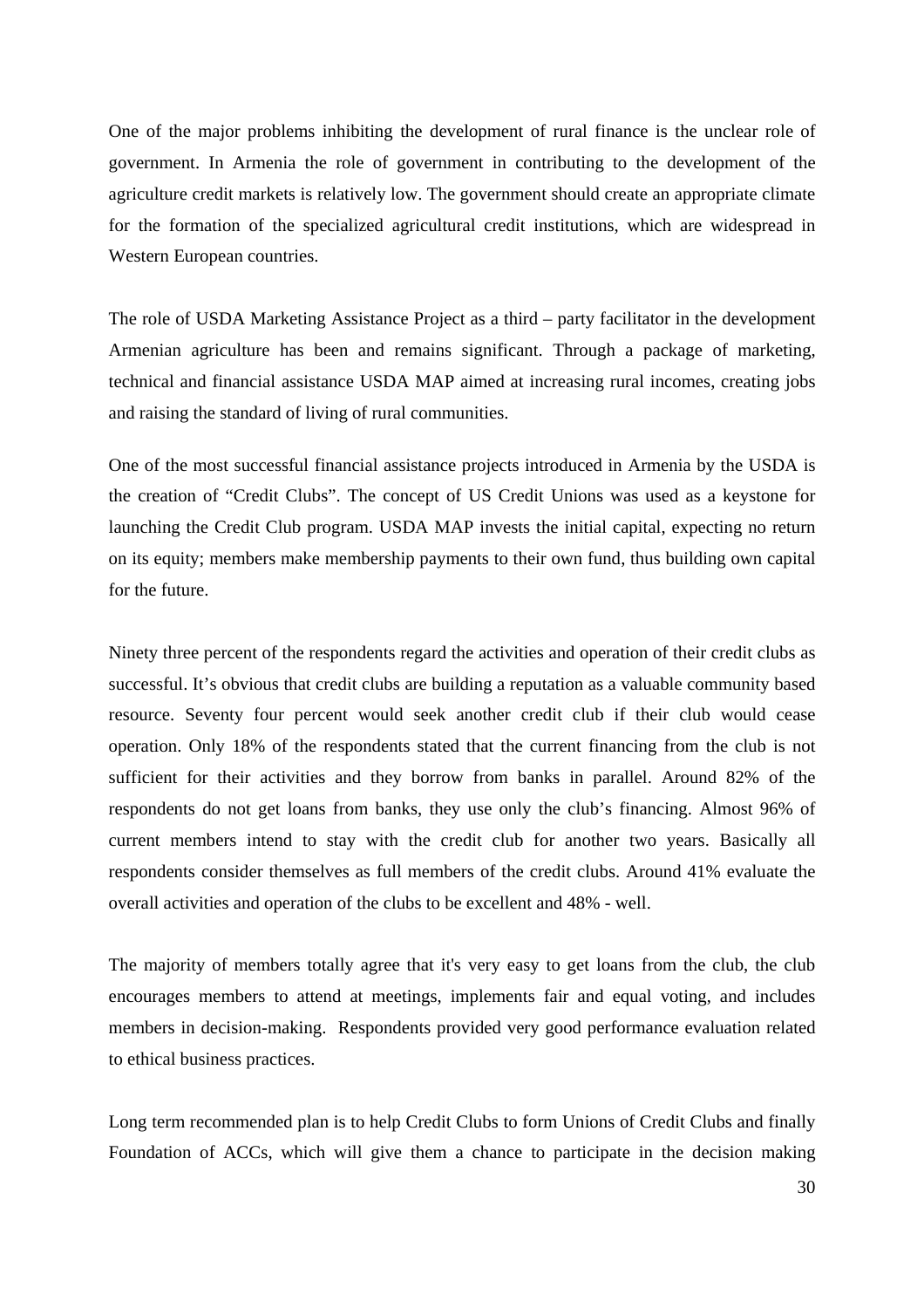One of the major problems inhibiting the development of rural finance is the unclear role of government. In Armenia the role of government in contributing to the development of the agriculture credit markets is relatively low. The government should create an appropriate climate for the formation of the specialized agricultural credit institutions, which are widespread in Western European countries.

The role of USDA Marketing Assistance Project as a third – party facilitator in the development Armenian agriculture has been and remains significant. Through a package of marketing, technical and financial assistance USDA MAP aimed at increasing rural incomes, creating jobs and raising the standard of living of rural communities.

One of the most successful financial assistance projects introduced in Armenia by the USDA is the creation of "Credit Clubs". The concept of US Credit Unions was used as a keystone for launching the Credit Club program. USDA MAP invests the initial capital, expecting no return on its equity; members make membership payments to their own fund, thus building own capital for the future.

Ninety three percent of the respondents regard the activities and operation of their credit clubs as successful. It's obvious that credit clubs are building a reputation as a valuable community based resource. Seventy four percent would seek another credit club if their club would cease operation. Only 18% of the respondents stated that the current financing from the club is not sufficient for their activities and they borrow from banks in parallel. Around 82% of the respondents do not get loans from banks, they use only the club's financing. Almost 96% of current members intend to stay with the credit club for another two years. Basically all respondents consider themselves as full members of the credit clubs. Around 41% evaluate the overall activities and operation of the clubs to be excellent and 48% - well.

The majority of members totally agree that it's very easy to get loans from the club, the club encourages members to attend at meetings, implements fair and equal voting, and includes members in decision-making. Respondents provided very good performance evaluation related to ethical business practices.

Long term recommended plan is to help Credit Clubs to form Unions of Credit Clubs and finally Foundation of ACCs, which will give them a chance to participate in the decision making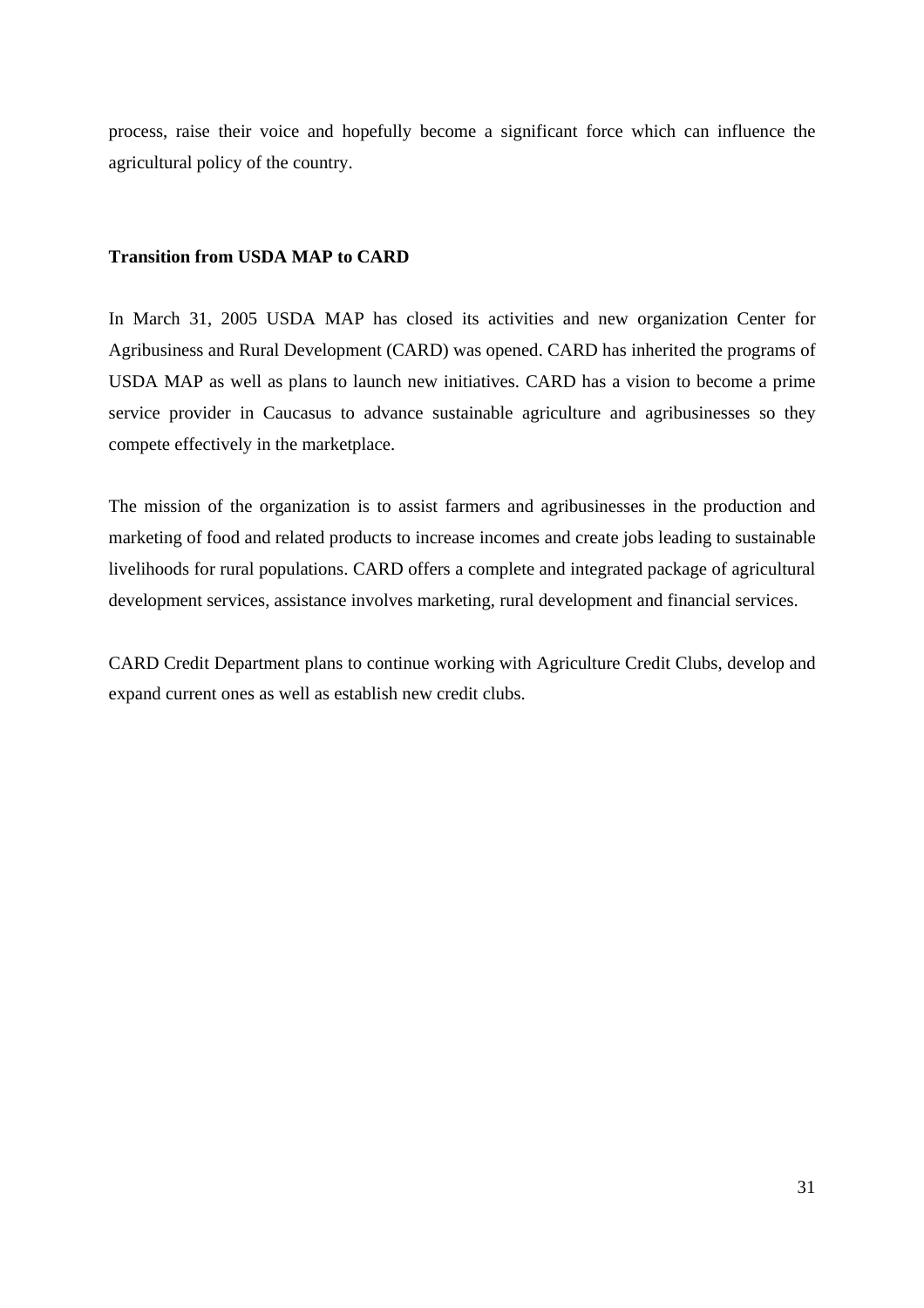process, raise their voice and hopefully become a significant force which can influence the agricultural policy of the country.

**Transition from USDA MAP to CARD**

In March 31, 2005 USDA MAP has closed its activities and new organization Center for Agribusiness and Rural Development (CARD) was opened. CARD has inherited the programs of USDA MAP as well as plans to launch new initiatives. CARD has a vision to become a prime service provider in Caucasus to advance sustainable agriculture and agribusinesses so they compete effectively in the marketplace.

The mission of the organization is to assist farmers and agribusinesses in the production and marketing of food and related products to increase incomes and create jobs leading to sustainable livelihoods for rural populations. CARD offers a complete and integrated package of agricultural development services, assistance involves marketing, rural development and financial services.

CARD Credit Department plans to continue working with Agriculture Credit Clubs, develop and expand current ones as well as establish new credit clubs.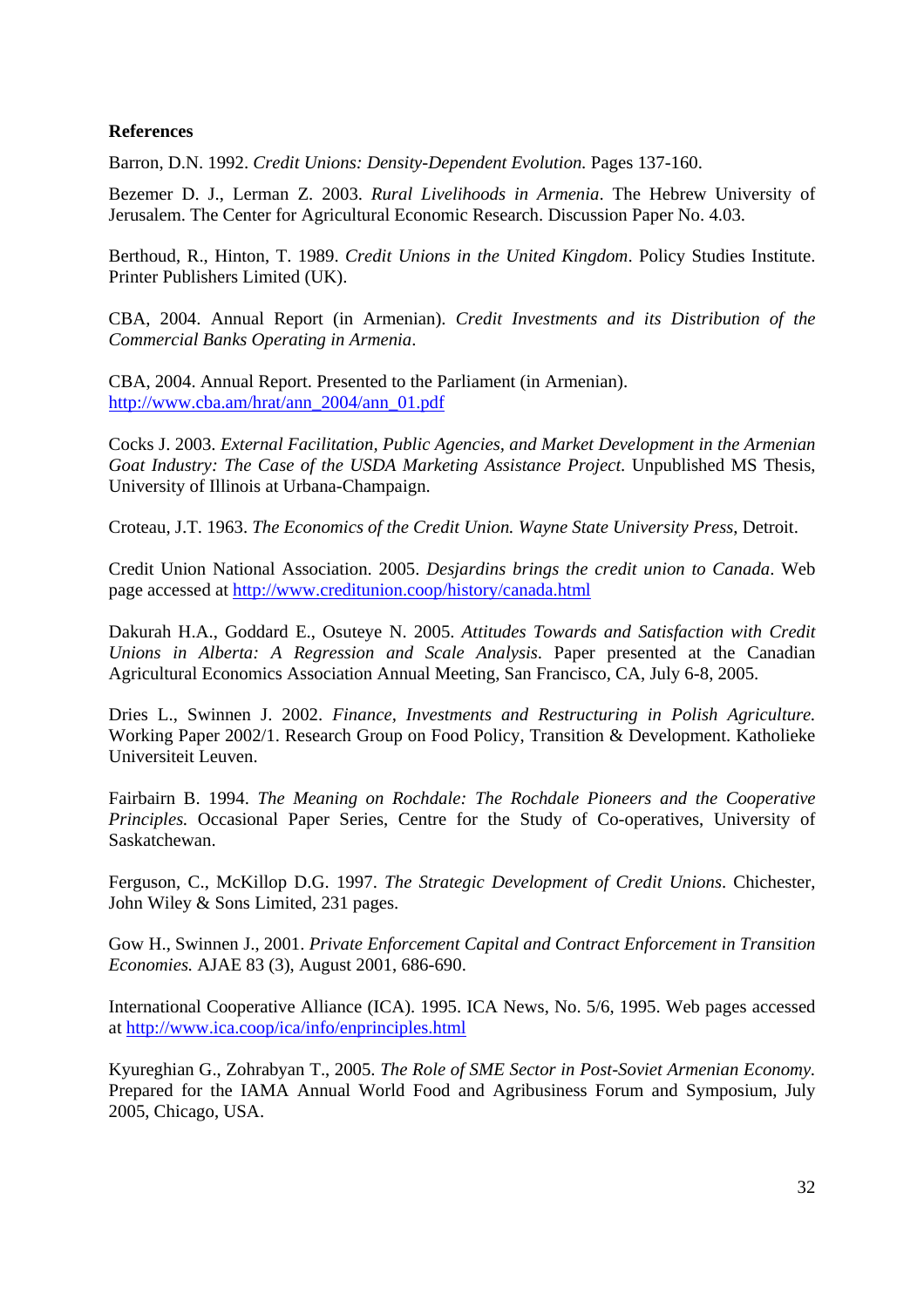**References**

Barron, D.N. 1992. *Credit Unions: Density-Dependent Evolution.* Pages 137-160.

Bezemer D. J., Lerman Z. 2003. *Rural Livelihoods in Armenia*. The Hebrew University of Jerusalem. The Center for Agricultural Economic Research. Discussion Paper No. 4.03.

Berthoud, R., Hinton, T. 1989. *Credit Unions in the United Kingdom*. Policy Studies Institute. Printer Publishers Limited (UK).

CBA, 2004. Annual Report (in Armenian). *Credit Investments and its Distribution of the Commercial Banks Operating in Armenia*.

CBA, 2004. Annual Report. Presented to the Parliament (in Armenian). http://www.cba.am/hrat/ann_2004/ann_01.pdf

Cocks J. 2003. *External Facilitation, Public Agencies, and Market Development in the Armenian Goat Industry: The Case of the USDA Marketing Assistance Project*. Unpublished MS Thesis, University of Illinois at Urbana-Champaign.

Croteau, J.T. 1963. *The Economics of the Credit Union. Wayne State University Press*, Detroit.

Credit Union National Association. 2005. *Desjardins brings the credit union to Canada*. Web page accessed at http://www.creditunion.coop/history/canada.html

Dakurah H.A., Goddard E., Osuteye N. 2005. *Attitudes Towards and Satisfaction with Credit Unions in Alberta: A Regression and Scale Analysis*. Paper presented at the Canadian Agricultural Economics Association Annual Meeting, San Francisco, CA, July 6-8, 2005.

Dries L., Swinnen J. 2002. *Finance, Investments and Restructuring in Polish Agriculture.* Working Paper 2002/1. Research Group on Food Policy, Transition & Development. Katholieke Universiteit Leuven.

Fairbairn B. 1994. *The Meaning on Rochdale: The Rochdale Pioneers and the Cooperative Principles.* Occasional Paper Series, Centre for the Study of Co-operatives, University of Saskatchewan.

Ferguson, C., McKillop D.G. 1997. *The Strategic Development of Credit Unions*. Chichester, John Wiley & Sons Limited, 231 pages.

Gow H., Swinnen J., 2001. *Private Enforcement Capital and Contract Enforcement in Transition Economies.* AJAE 83 (3), August 2001, 686-690.

International Cooperative Alliance (ICA). 1995. ICA News, No. 5/6, 1995. Web pages accessed at http://www.ica.coop/ica/info/enprinciples.html

Kyureghian G., Zohrabyan T., 2005. *The Role of SME Sector in Post-Soviet Armenian Economy.* Prepared for the IAMA Annual World Food and Agribusiness Forum and Symposium, July 2005, Chicago, USA.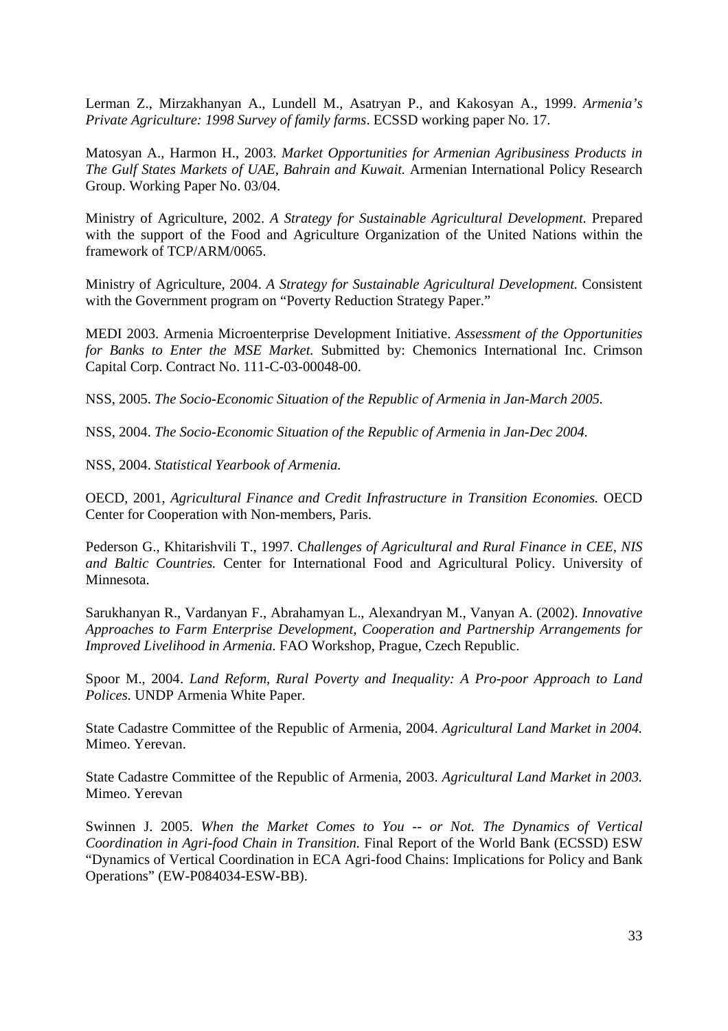Lerman Z., Mirzakhanyan A., Lundell M., Asatryan P., and Kakosyan A., 1999. *Armenia's Private Agriculture: 1998 Survey of family farms*. ECSSD working paper No. 17.

Matosyan A., Harmon H., 2003. *Market Opportunities for Armenian Agribusiness Products in The Gulf States Markets of UAE, Bahrain and Kuwait.* Armenian International Policy Research Group. Working Paper No. 03/04.

Ministry of Agriculture, 2002. *A Strategy for Sustainable Agricultural Development.* Prepared with the support of the Food and Agriculture Organization of the United Nations within the framework of TCP/ARM/0065.

Ministry of Agriculture, 2004. *A Strategy for Sustainable Agricultural Development.* Consistent with the Government program on "Poverty Reduction Strategy Paper."

MEDI 2003. Armenia Microenterprise Development Initiative. *Assessment of the Opportunities for Banks to Enter the MSE Market.* Submitted by: Chemonics International Inc. Crimson Capital Corp. Contract No. 111-C-03-00048-00.

NSS, 2005. *The Socio-Economic Situation of the Republic of Armenia in Jan-March 2005.*

NSS, 2004. *The Socio-Economic Situation of the Republic of Armenia in Jan-Dec 2004.*

NSS, 2004. *Statistical Yearbook of Armenia.*

OECD, 2001, *Agricultural Finance and Credit Infrastructure in Transition Economies.* OECD Center for Cooperation with Non-members, Paris.

Pederson G., Khitarishvili T., 1997. C*hallenges of Agricultural and Rural Finance in CEE, NIS and Baltic Countries.* Center for International Food and Agricultural Policy. University of Minnesota.

Sarukhanyan R., Vardanyan F., Abrahamyan L., Alexandryan M., Vanyan A. (2002). *Innovative Approaches to Farm Enterprise Development, Cooperation and Partnership Arrangements for Improved Livelihood in Armenia.* FAO Workshop, Prague, Czech Republic.

Spoor M., 2004. *Land Reform, Rural Poverty and Inequality: A Pro-poor Approach to Land Polices.* UNDP Armenia White Paper.

State Cadastre Committee of the Republic of Armenia, 2004. *Agricultural Land Market in 2004.* Mimeo. Yerevan.

State Cadastre Committee of the Republic of Armenia, 2003. *Agricultural Land Market in 2003.* Mimeo. Yerevan

Swinnen J. 2005. *When the Market Comes to You -- or Not. The Dynamics of Vertical Coordination in Agri-food Chain in Transition.* Final Report of the World Bank (ECSSD) ESW "Dynamics of Vertical Coordination in ECA Agri-food Chains: Implications for Policy and Bank Operations" (EW-P084034-ESW-BB).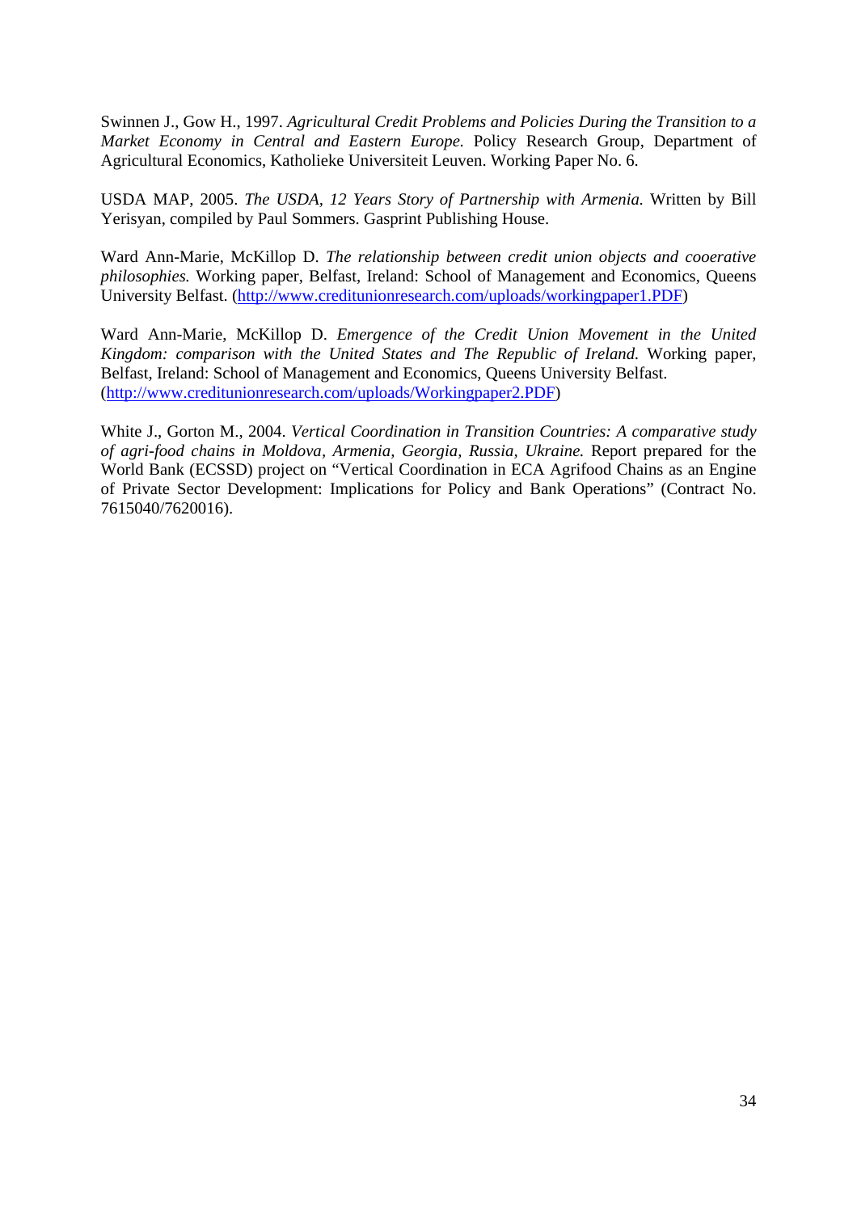Swinnen J., Gow H., 1997. *Agricultural Credit Problems and Policies During the Transition to a Market Economy in Central and Eastern Europe.* Policy Research Group, Department of Agricultural Economics, Katholieke Universiteit Leuven. Working Paper No. 6.

USDA MAP, 2005. *The USDA, 12 Years Story of Partnership with Armenia.* Written by Bill Yerisyan, compiled by Paul Sommers. Gasprint Publishing House.

Ward Ann-Marie, McKillop D. *The relationship between credit union objects and cooerative philosophies.* Working paper, Belfast, Ireland: School of Management and Economics, Queens University Belfast. (http://www.creditunionresearch.com/uploads/workingpaper1.PDF)

Ward Ann-Marie, McKillop D. *Emergence of the Credit Union Movement in the United Kingdom: comparison with the United States and The Republic of Ireland.* Working paper, Belfast, Ireland: School of Management and Economics, Queens University Belfast. (http://www.creditunionresearch.com/uploads/Workingpaper2.PDF)

White J., Gorton M., 2004. *Vertical Coordination in Transition Countries: A comparative study of agri-food chains in Moldova, Armenia, Georgia, Russia, Ukraine.* Report prepared for the World Bank (ECSSD) project on "Vertical Coordination in ECA Agrifood Chains as an Engine of Private Sector Development: Implications for Policy and Bank Operations" (Contract No. 7615040/7620016).